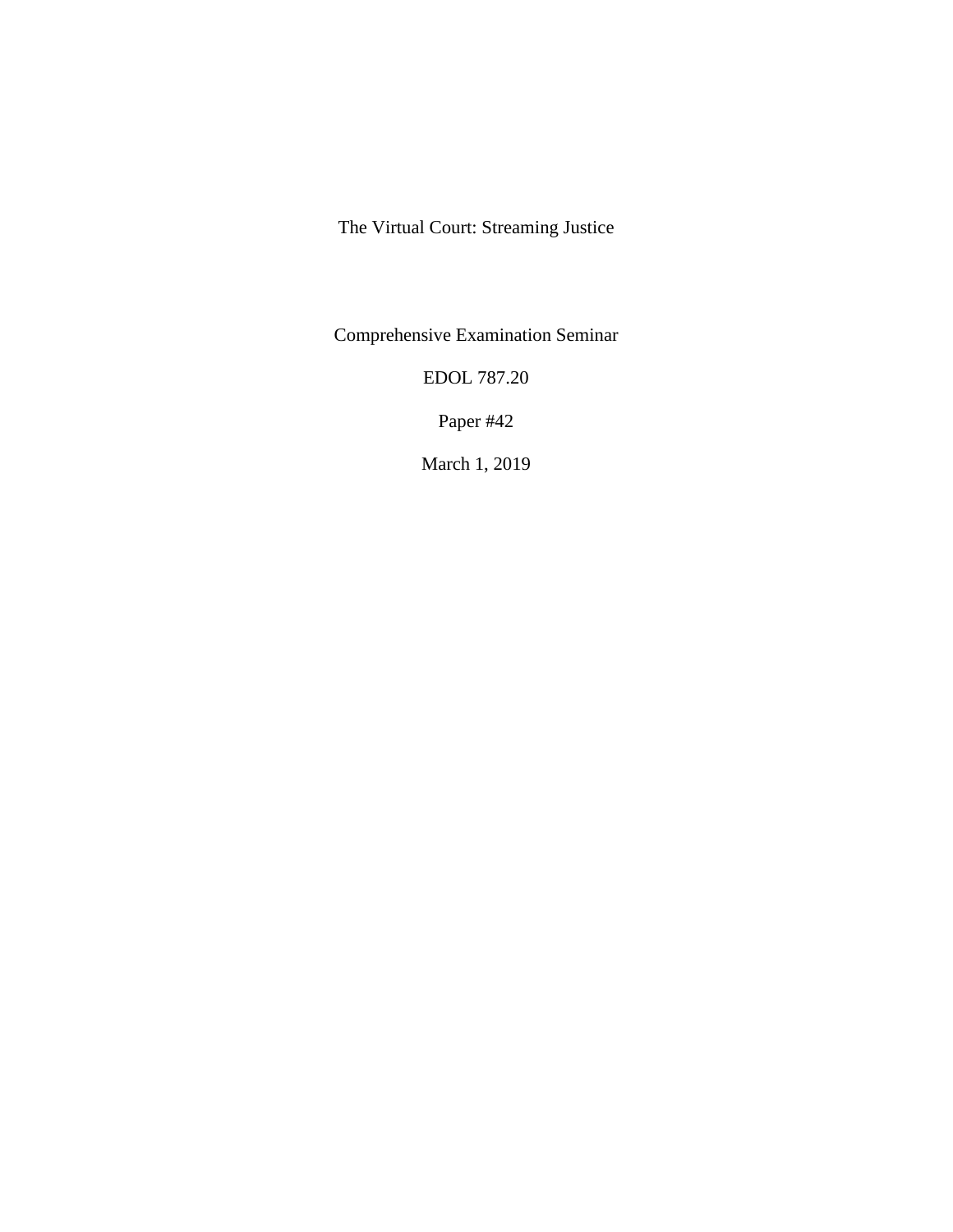# The Virtual Court: Streaming Justice

Comprehensive Examination Seminar

EDOL 787.20

Paper #42

March 1, 2019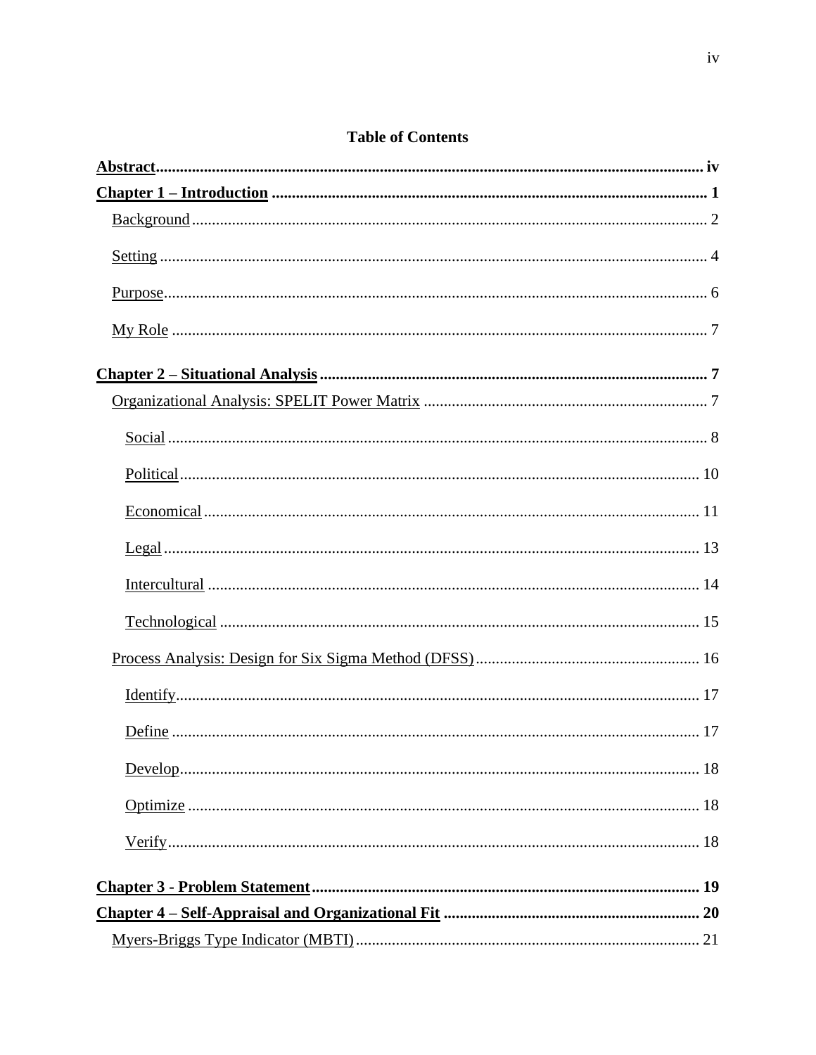**Table of Contents**

**Abstract** ..... iv

**Chapter 1 – Introduction** ..... 1

- Background ..... 2
- Setting ..... 4
- Purpose ..... 6
- My Role ..... 7

**Chapter 2 – Situational Analysis** ..... 7

- Organizational Analysis: SPELIT Power Matrix ..... 7
  - Social ..... 8
  - Political ..... 10
  - Economical ..... 11
  - Legal ..... 13
  - Intercultural ..... 14
  - Technological ..... 15
- Process Analysis: Design for Six Sigma Method (DFSS) ..... 16
  - Identify ..... 17
  - Define ..... 17
  - Develop ..... 18
  - Optimize ..... 18
  - Verify ..... 18

**Chapter 3 - Problem Statement** ..... 19

**Chapter 4 – Self-Appraisal and Organizational Fit** ..... 20

- Myers-Briggs Type Indicator (MBTI) ..... 21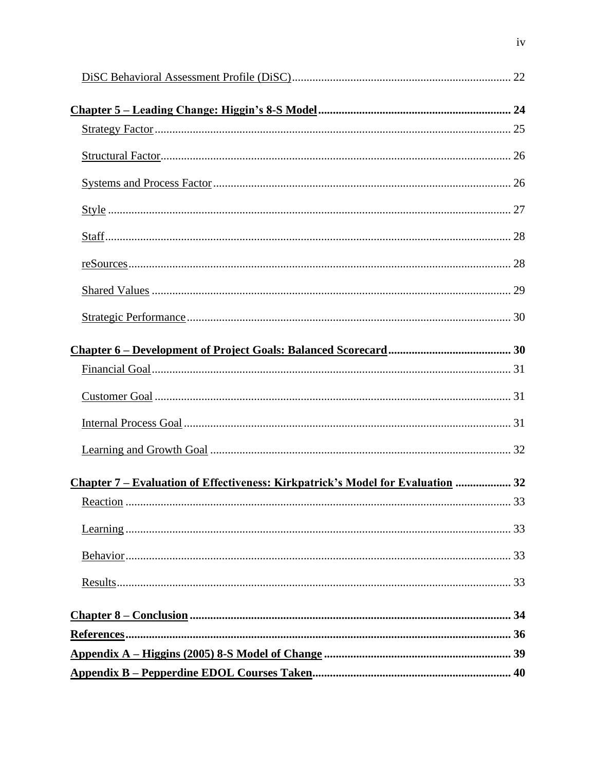DiSC Behavioral Assessment Profile (DiSC) .......... 22

**Chapter 5 – Leading Change: Higgin's 8-S Model .......... 24**

Strategy Factor .......... 25

Structural Factor .......... 26

Systems and Process Factor .......... 26

Style .......... 27

Staff .......... 28

reSources .......... 28

Shared Values .......... 29

Strategic Performance .......... 30

**Chapter 6 – Development of Project Goals: Balanced Scorecard .......... 30**

Financial Goal .......... 31

Customer Goal .......... 31

Internal Process Goal .......... 31

Learning and Growth Goal .......... 32

**Chapter 7 – Evaluation of Effectiveness: Kirkpatrick's Model for Evaluation .......... 32**

Reaction .......... 33

Learning .......... 33

Behavior .......... 33

Results .......... 33

**Chapter 8 – Conclusion .......... 34**

**References .......... 36**

**Appendix A – Higgins (2005) 8-S Model of Change .......... 39**

**Appendix B – Pepperdine EDOL Courses Taken .......... 40**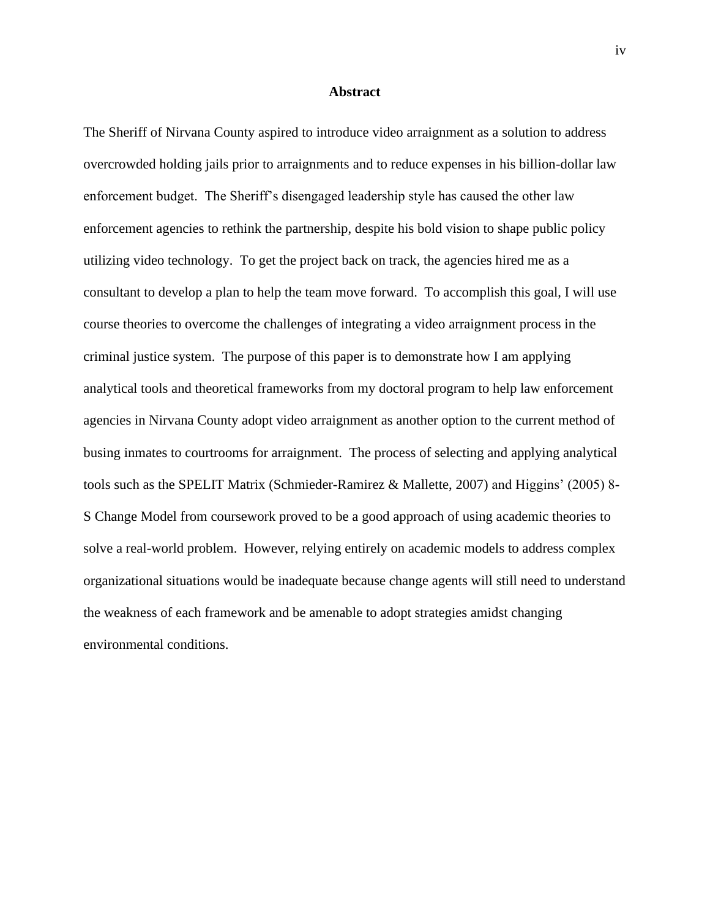## Abstract

The Sheriff of Nirvana County aspired to introduce video arraignment as a solution to address overcrowded holding jails prior to arraignments and to reduce expenses in his billion-dollar law enforcement budget. The Sheriff's disengaged leadership style has caused the other law enforcement agencies to rethink the partnership, despite his bold vision to shape public policy utilizing video technology. To get the project back on track, the agencies hired me as a consultant to develop a plan to help the team move forward. To accomplish this goal, I will use course theories to overcome the challenges of integrating a video arraignment process in the criminal justice system. The purpose of this paper is to demonstrate how I am applying analytical tools and theoretical frameworks from my doctoral program to help law enforcement agencies in Nirvana County adopt video arraignment as another option to the current method of busing inmates to courtrooms for arraignment. The process of selecting and applying analytical tools such as the SPELIT Matrix (Schmieder-Ramirez & Mallette, 2007) and Higgins' (2005) 8-S Change Model from coursework proved to be a good approach of using academic theories to solve a real-world problem. However, relying entirely on academic models to address complex organizational situations would be inadequate because change agents will still need to understand the weakness of each framework and be amenable to adopt strategies amidst changing environmental conditions.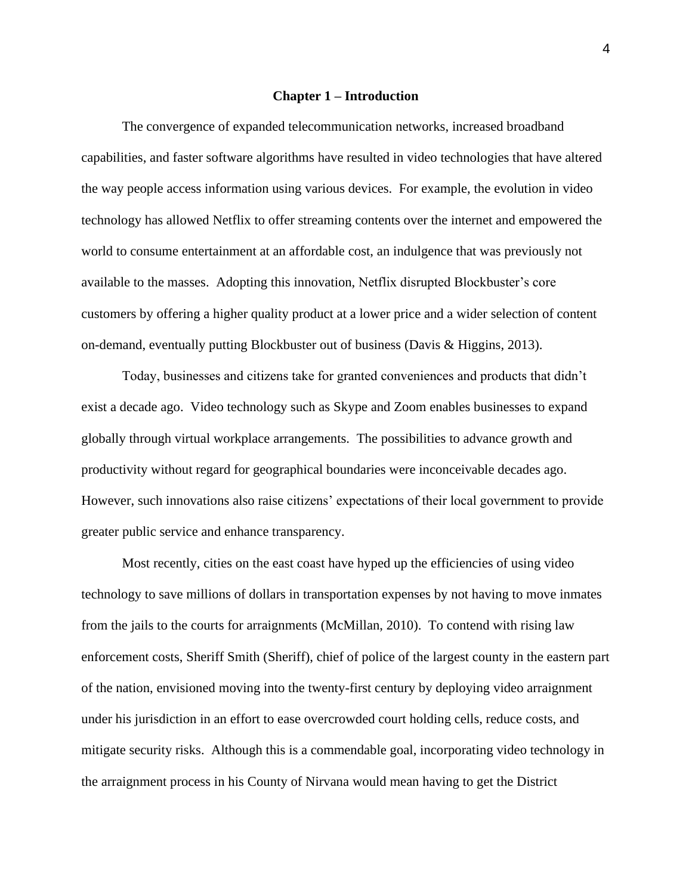# Chapter 1 – Introduction

The convergence of expanded telecommunication networks, increased broadband capabilities, and faster software algorithms have resulted in video technologies that have altered the way people access information using various devices. For example, the evolution in video technology has allowed Netflix to offer streaming contents over the internet and empowered the world to consume entertainment at an affordable cost, an indulgence that was previously not available to the masses. Adopting this innovation, Netflix disrupted Blockbuster's core customers by offering a higher quality product at a lower price and a wider selection of content on-demand, eventually putting Blockbuster out of business (Davis & Higgins, 2013).

Today, businesses and citizens take for granted conveniences and products that didn't exist a decade ago. Video technology such as Skype and Zoom enables businesses to expand globally through virtual workplace arrangements. The possibilities to advance growth and productivity without regard for geographical boundaries were inconceivable decades ago. However, such innovations also raise citizens' expectations of their local government to provide greater public service and enhance transparency.

Most recently, cities on the east coast have hyped up the efficiencies of using video technology to save millions of dollars in transportation expenses by not having to move inmates from the jails to the courts for arraignments (McMillan, 2010). To contend with rising law enforcement costs, Sheriff Smith (Sheriff), chief of police of the largest county in the eastern part of the nation, envisioned moving into the twenty-first century by deploying video arraignment under his jurisdiction in an effort to ease overcrowded court holding cells, reduce costs, and mitigate security risks. Although this is a commendable goal, incorporating video technology in the arraignment process in his County of Nirvana would mean having to get the District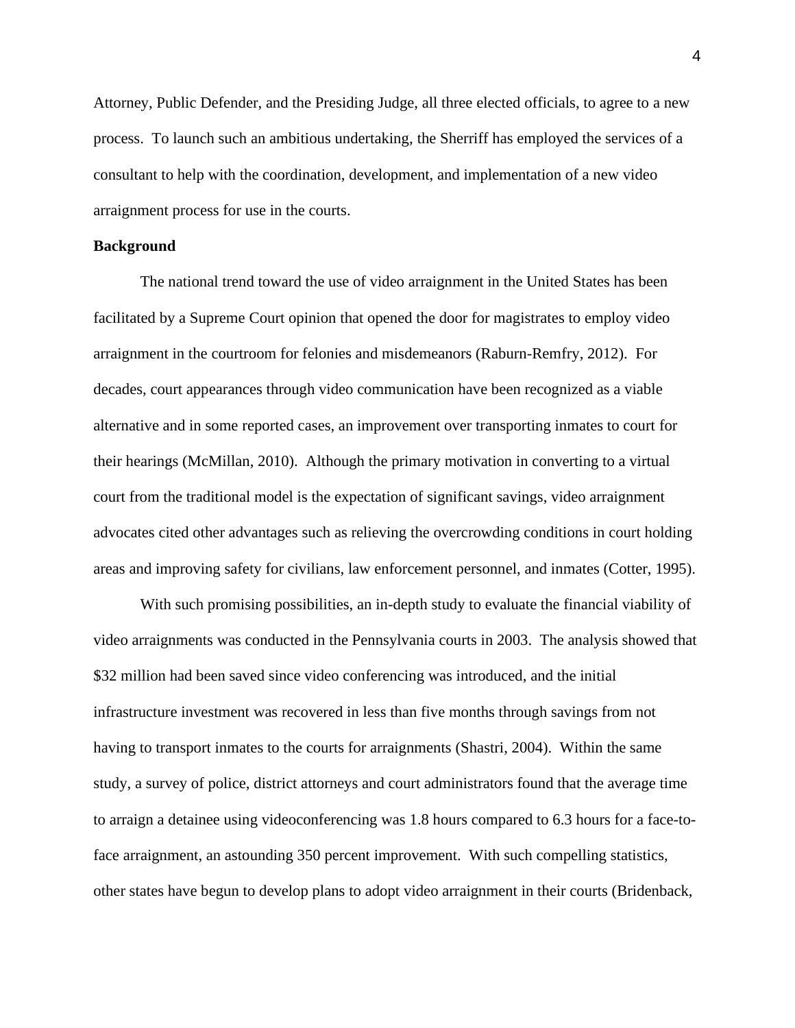Attorney, Public Defender, and the Presiding Judge, all three elected officials, to agree to a new process. To launch such an ambitious undertaking, the Sherriff has employed the services of a consultant to help with the coordination, development, and implementation of a new video arraignment process for use in the courts.

**Background**

The national trend toward the use of video arraignment in the United States has been facilitated by a Supreme Court opinion that opened the door for magistrates to employ video arraignment in the courtroom for felonies and misdemeanors (Raburn-Remfry, 2012). For decades, court appearances through video communication have been recognized as a viable alternative and in some reported cases, an improvement over transporting inmates to court for their hearings (McMillan, 2010). Although the primary motivation in converting to a virtual court from the traditional model is the expectation of significant savings, video arraignment advocates cited other advantages such as relieving the overcrowding conditions in court holding areas and improving safety for civilians, law enforcement personnel, and inmates (Cotter, 1995).

With such promising possibilities, an in-depth study to evaluate the financial viability of video arraignments was conducted in the Pennsylvania courts in 2003. The analysis showed that $32 million had been saved since video conferencing was introduced, and the initial infrastructure investment was recovered in less than five months through savings from not having to transport inmates to the courts for arraignments (Shastri, 2004). Within the same study, a survey of police, district attorneys and court administrators found that the average time to arraign a detainee using videoconferencing was 1.8 hours compared to 6.3 hours for a face-to-face arraignment, an astounding 350 percent improvement. With such compelling statistics, other states have begun to develop plans to adopt video arraignment in their courts (Bridenback,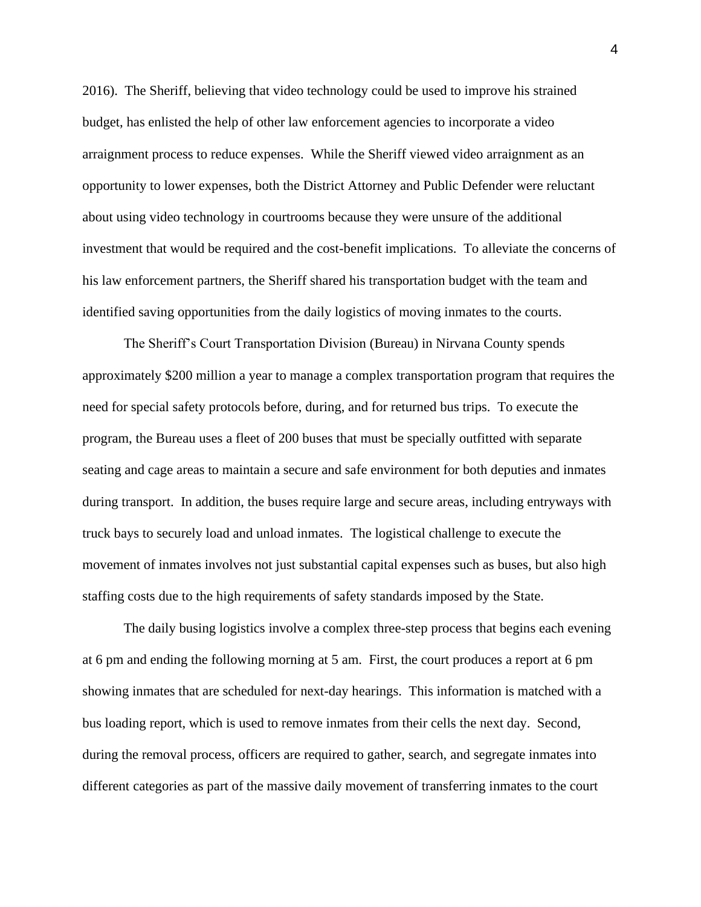2016). The Sheriff, believing that video technology could be used to improve his strained budget, has enlisted the help of other law enforcement agencies to incorporate a video arraignment process to reduce expenses. While the Sheriff viewed video arraignment as an opportunity to lower expenses, both the District Attorney and Public Defender were reluctant about using video technology in courtrooms because they were unsure of the additional investment that would be required and the cost-benefit implications. To alleviate the concerns of his law enforcement partners, the Sheriff shared his transportation budget with the team and identified saving opportunities from the daily logistics of moving inmates to the courts.

The Sheriff's Court Transportation Division (Bureau) in Nirvana County spends approximately $200 million a year to manage a complex transportation program that requires the need for special safety protocols before, during, and for returned bus trips. To execute the program, the Bureau uses a fleet of 200 buses that must be specially outfitted with separate seating and cage areas to maintain a secure and safe environment for both deputies and inmates during transport. In addition, the buses require large and secure areas, including entryways with truck bays to securely load and unload inmates. The logistical challenge to execute the movement of inmates involves not just substantial capital expenses such as buses, but also high staffing costs due to the high requirements of safety standards imposed by the State.

The daily busing logistics involve a complex three-step process that begins each evening at 6 pm and ending the following morning at 5 am. First, the court produces a report at 6 pm showing inmates that are scheduled for next-day hearings. This information is matched with a bus loading report, which is used to remove inmates from their cells the next day. Second, during the removal process, officers are required to gather, search, and segregate inmates into different categories as part of the massive daily movement of transferring inmates to the court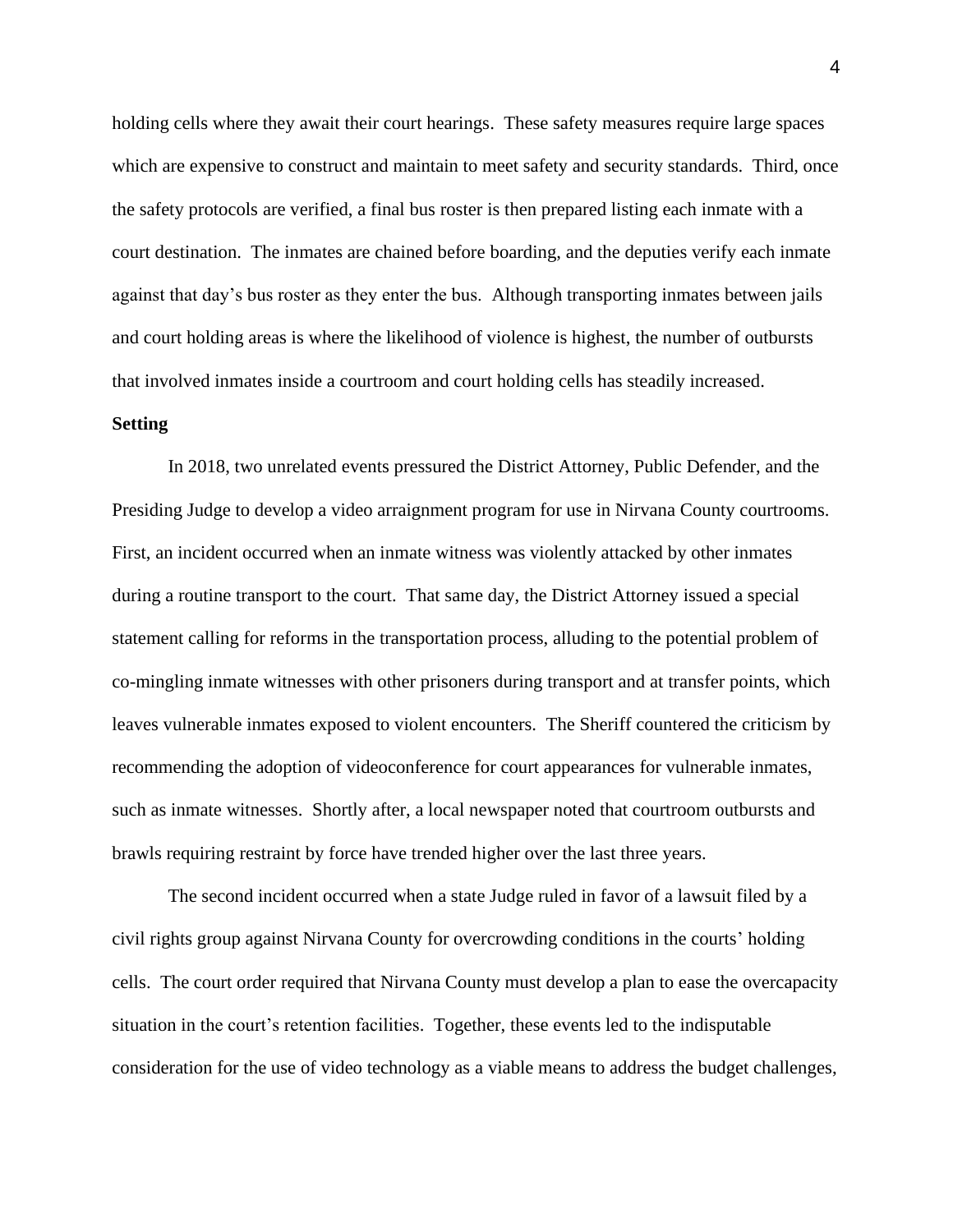holding cells where they await their court hearings. These safety measures require large spaces which are expensive to construct and maintain to meet safety and security standards. Third, once the safety protocols are verified, a final bus roster is then prepared listing each inmate with a court destination. The inmates are chained before boarding, and the deputies verify each inmate against that day's bus roster as they enter the bus. Although transporting inmates between jails and court holding areas is where the likelihood of violence is highest, the number of outbursts that involved inmates inside a courtroom and court holding cells has steadily increased.

**Setting**

In 2018, two unrelated events pressured the District Attorney, Public Defender, and the Presiding Judge to develop a video arraignment program for use in Nirvana County courtrooms. First, an incident occurred when an inmate witness was violently attacked by other inmates during a routine transport to the court. That same day, the District Attorney issued a special statement calling for reforms in the transportation process, alluding to the potential problem of co-mingling inmate witnesses with other prisoners during transport and at transfer points, which leaves vulnerable inmates exposed to violent encounters. The Sheriff countered the criticism by recommending the adoption of videoconference for court appearances for vulnerable inmates, such as inmate witnesses. Shortly after, a local newspaper noted that courtroom outbursts and brawls requiring restraint by force have trended higher over the last three years.

The second incident occurred when a state Judge ruled in favor of a lawsuit filed by a civil rights group against Nirvana County for overcrowding conditions in the courts' holding cells. The court order required that Nirvana County must develop a plan to ease the overcapacity situation in the court's retention facilities. Together, these events led to the indisputable consideration for the use of video technology as a viable means to address the budget challenges,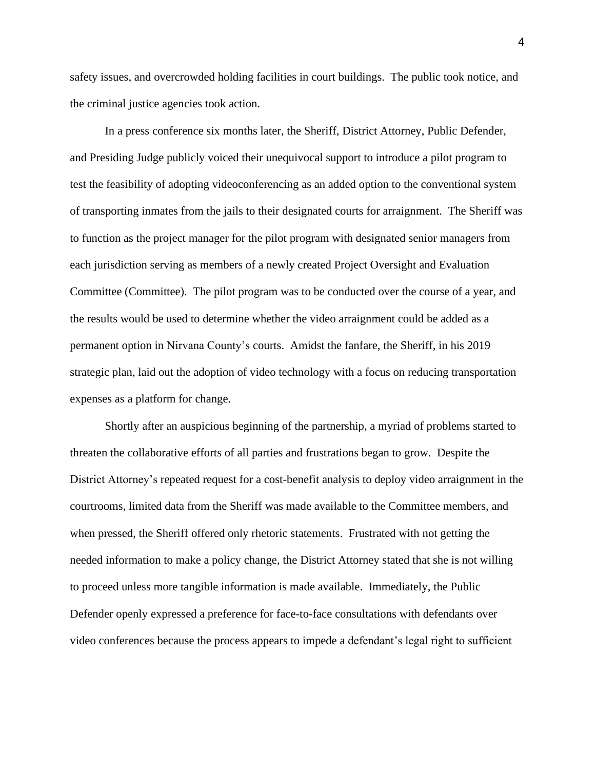safety issues, and overcrowded holding facilities in court buildings. The public took notice, and the criminal justice agencies took action.

In a press conference six months later, the Sheriff, District Attorney, Public Defender, and Presiding Judge publicly voiced their unequivocal support to introduce a pilot program to test the feasibility of adopting videoconferencing as an added option to the conventional system of transporting inmates from the jails to their designated courts for arraignment. The Sheriff was to function as the project manager for the pilot program with designated senior managers from each jurisdiction serving as members of a newly created Project Oversight and Evaluation Committee (Committee). The pilot program was to be conducted over the course of a year, and the results would be used to determine whether the video arraignment could be added as a permanent option in Nirvana County's courts. Amidst the fanfare, the Sheriff, in his 2019 strategic plan, laid out the adoption of video technology with a focus on reducing transportation expenses as a platform for change.

Shortly after an auspicious beginning of the partnership, a myriad of problems started to threaten the collaborative efforts of all parties and frustrations began to grow. Despite the District Attorney's repeated request for a cost-benefit analysis to deploy video arraignment in the courtrooms, limited data from the Sheriff was made available to the Committee members, and when pressed, the Sheriff offered only rhetoric statements. Frustrated with not getting the needed information to make a policy change, the District Attorney stated that she is not willing to proceed unless more tangible information is made available. Immediately, the Public Defender openly expressed a preference for face-to-face consultations with defendants over video conferences because the process appears to impede a defendant's legal right to sufficient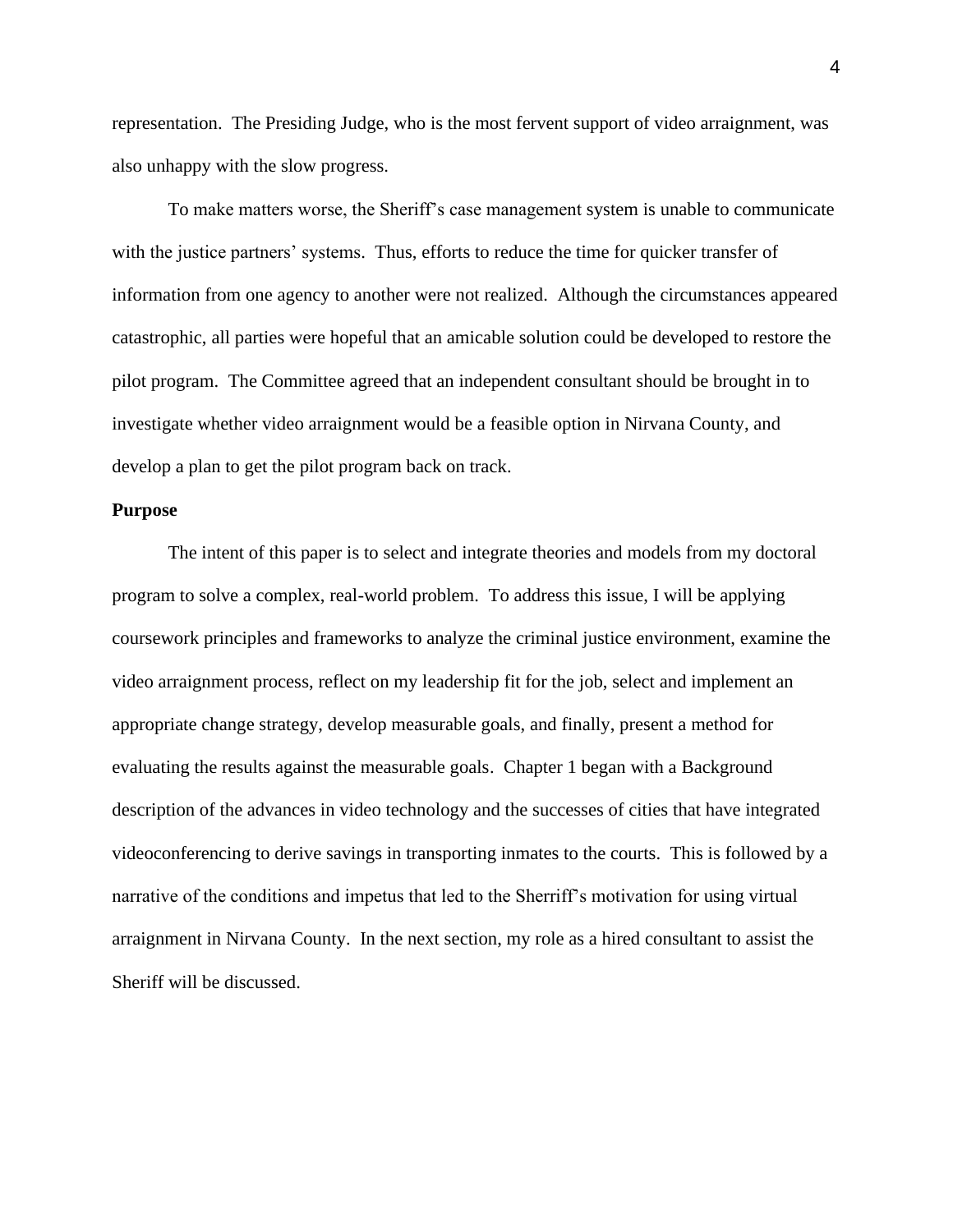representation. The Presiding Judge, who is the most fervent support of video arraignment, was also unhappy with the slow progress.

To make matters worse, the Sheriff's case management system is unable to communicate with the justice partners' systems. Thus, efforts to reduce the time for quicker transfer of information from one agency to another were not realized. Although the circumstances appeared catastrophic, all parties were hopeful that an amicable solution could be developed to restore the pilot program. The Committee agreed that an independent consultant should be brought in to investigate whether video arraignment would be a feasible option in Nirvana County, and develop a plan to get the pilot program back on track.

**Purpose**

The intent of this paper is to select and integrate theories and models from my doctoral program to solve a complex, real-world problem. To address this issue, I will be applying coursework principles and frameworks to analyze the criminal justice environment, examine the video arraignment process, reflect on my leadership fit for the job, select and implement an appropriate change strategy, develop measurable goals, and finally, present a method for evaluating the results against the measurable goals. Chapter 1 began with a Background description of the advances in video technology and the successes of cities that have integrated videoconferencing to derive savings in transporting inmates to the courts. This is followed by a narrative of the conditions and impetus that led to the Sherriff's motivation for using virtual arraignment in Nirvana County. In the next section, my role as a hired consultant to assist the Sheriff will be discussed.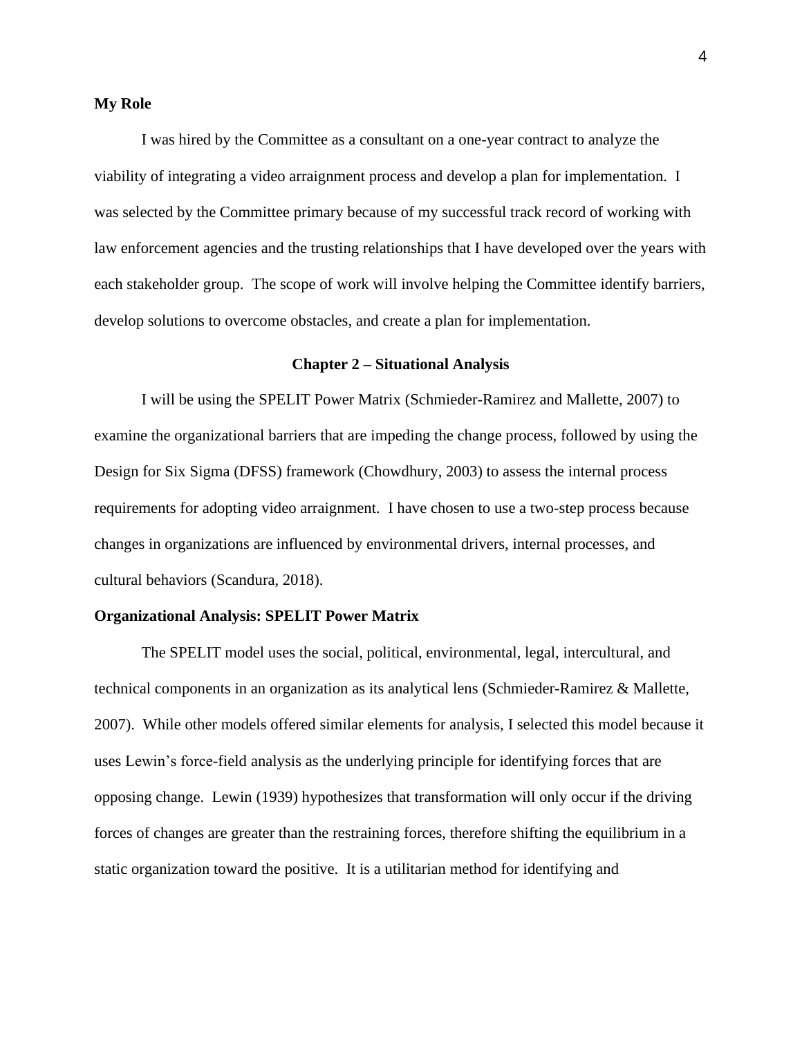**My Role**

I was hired by the Committee as a consultant on a one-year contract to analyze the viability of integrating a video arraignment process and develop a plan for implementation. I was selected by the Committee primary because of my successful track record of working with law enforcement agencies and the trusting relationships that I have developed over the years with each stakeholder group. The scope of work will involve helping the Committee identify barriers, develop solutions to overcome obstacles, and create a plan for implementation.

## Chapter 2 – Situational Analysis

I will be using the SPELIT Power Matrix (Schmieder-Ramirez and Mallette, 2007) to examine the organizational barriers that are impeding the change process, followed by using the Design for Six Sigma (DFSS) framework (Chowdhury, 2003) to assess the internal process requirements for adopting video arraignment. I have chosen to use a two-step process because changes in organizations are influenced by environmental drivers, internal processes, and cultural behaviors (Scandura, 2018).

**Organizational Analysis: SPELIT Power Matrix**

The SPELIT model uses the social, political, environmental, legal, intercultural, and technical components in an organization as its analytical lens (Schmieder-Ramirez & Mallette, 2007). While other models offered similar elements for analysis, I selected this model because it uses Lewin's force-field analysis as the underlying principle for identifying forces that are opposing change. Lewin (1939) hypothesizes that transformation will only occur if the driving forces of changes are greater than the restraining forces, therefore shifting the equilibrium in a static organization toward the positive. It is a utilitarian method for identifying and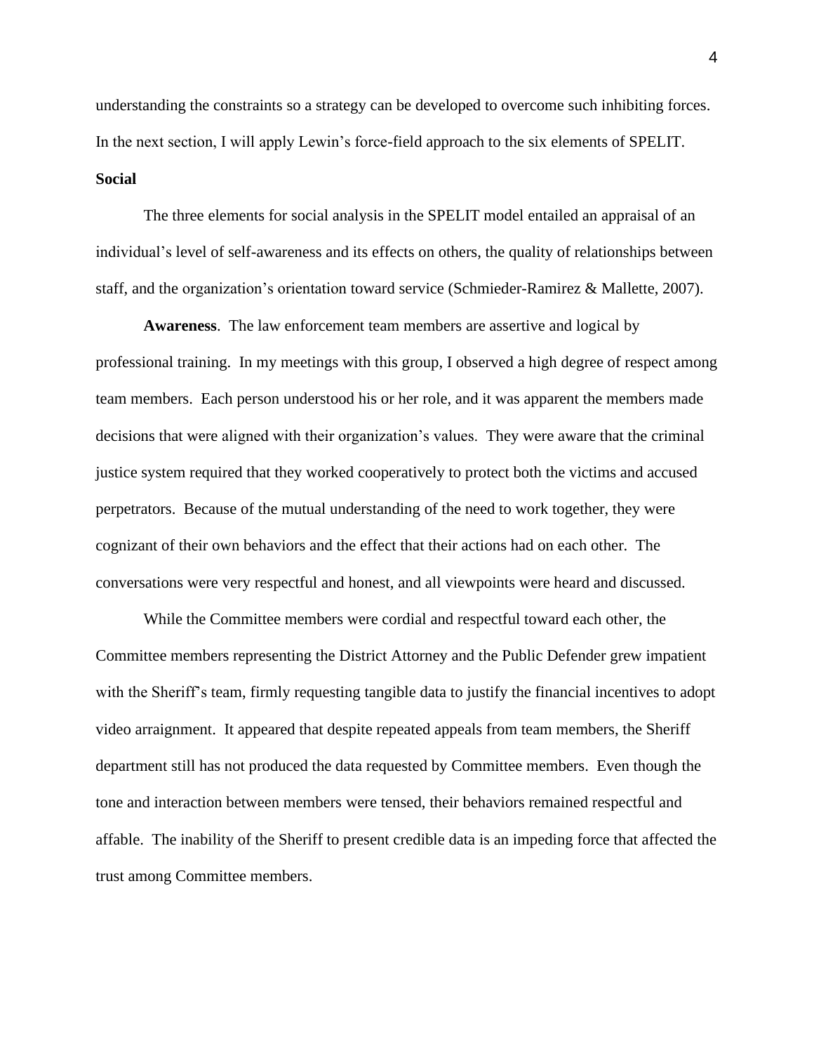understanding the constraints so a strategy can be developed to overcome such inhibiting forces. In the next section, I will apply Lewin's force-field approach to the six elements of SPELIT.

**Social**

The three elements for social analysis in the SPELIT model entailed an appraisal of an individual's level of self-awareness and its effects on others, the quality of relationships between staff, and the organization's orientation toward service (Schmieder-Ramirez & Mallette, 2007).

**Awareness**. The law enforcement team members are assertive and logical by professional training. In my meetings with this group, I observed a high degree of respect among team members. Each person understood his or her role, and it was apparent the members made decisions that were aligned with their organization's values. They were aware that the criminal justice system required that they worked cooperatively to protect both the victims and accused perpetrators. Because of the mutual understanding of the need to work together, they were cognizant of their own behaviors and the effect that their actions had on each other. The conversations were very respectful and honest, and all viewpoints were heard and discussed.

While the Committee members were cordial and respectful toward each other, the Committee members representing the District Attorney and the Public Defender grew impatient with the Sheriff's team, firmly requesting tangible data to justify the financial incentives to adopt video arraignment. It appeared that despite repeated appeals from team members, the Sheriff department still has not produced the data requested by Committee members. Even though the tone and interaction between members were tensed, their behaviors remained respectful and affable. The inability of the Sheriff to present credible data is an impeding force that affected the trust among Committee members.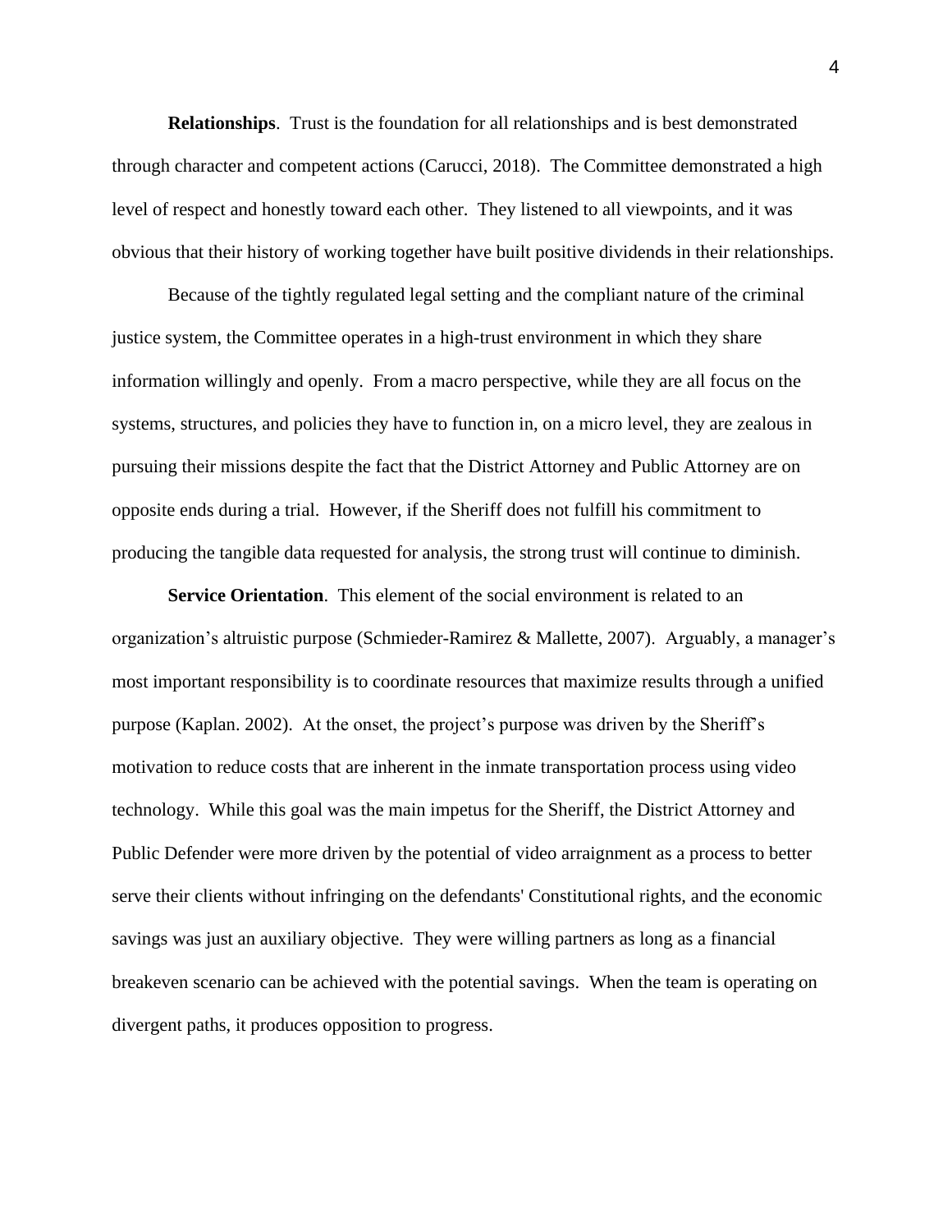**Relationships**. Trust is the foundation for all relationships and is best demonstrated through character and competent actions (Carucci, 2018). The Committee demonstrated a high level of respect and honestly toward each other. They listened to all viewpoints, and it was obvious that their history of working together have built positive dividends in their relationships.

Because of the tightly regulated legal setting and the compliant nature of the criminal justice system, the Committee operates in a high-trust environment in which they share information willingly and openly. From a macro perspective, while they are all focus on the systems, structures, and policies they have to function in, on a micro level, they are zealous in pursuing their missions despite the fact that the District Attorney and Public Attorney are on opposite ends during a trial. However, if the Sheriff does not fulfill his commitment to producing the tangible data requested for analysis, the strong trust will continue to diminish.

**Service Orientation**. This element of the social environment is related to an organization's altruistic purpose (Schmieder-Ramirez & Mallette, 2007). Arguably, a manager's most important responsibility is to coordinate resources that maximize results through a unified purpose (Kaplan. 2002). At the onset, the project's purpose was driven by the Sheriff's motivation to reduce costs that are inherent in the inmate transportation process using video technology. While this goal was the main impetus for the Sheriff, the District Attorney and Public Defender were more driven by the potential of video arraignment as a process to better serve their clients without infringing on the defendants' Constitutional rights, and the economic savings was just an auxiliary objective. They were willing partners as long as a financial breakeven scenario can be achieved with the potential savings. When the team is operating on divergent paths, it produces opposition to progress.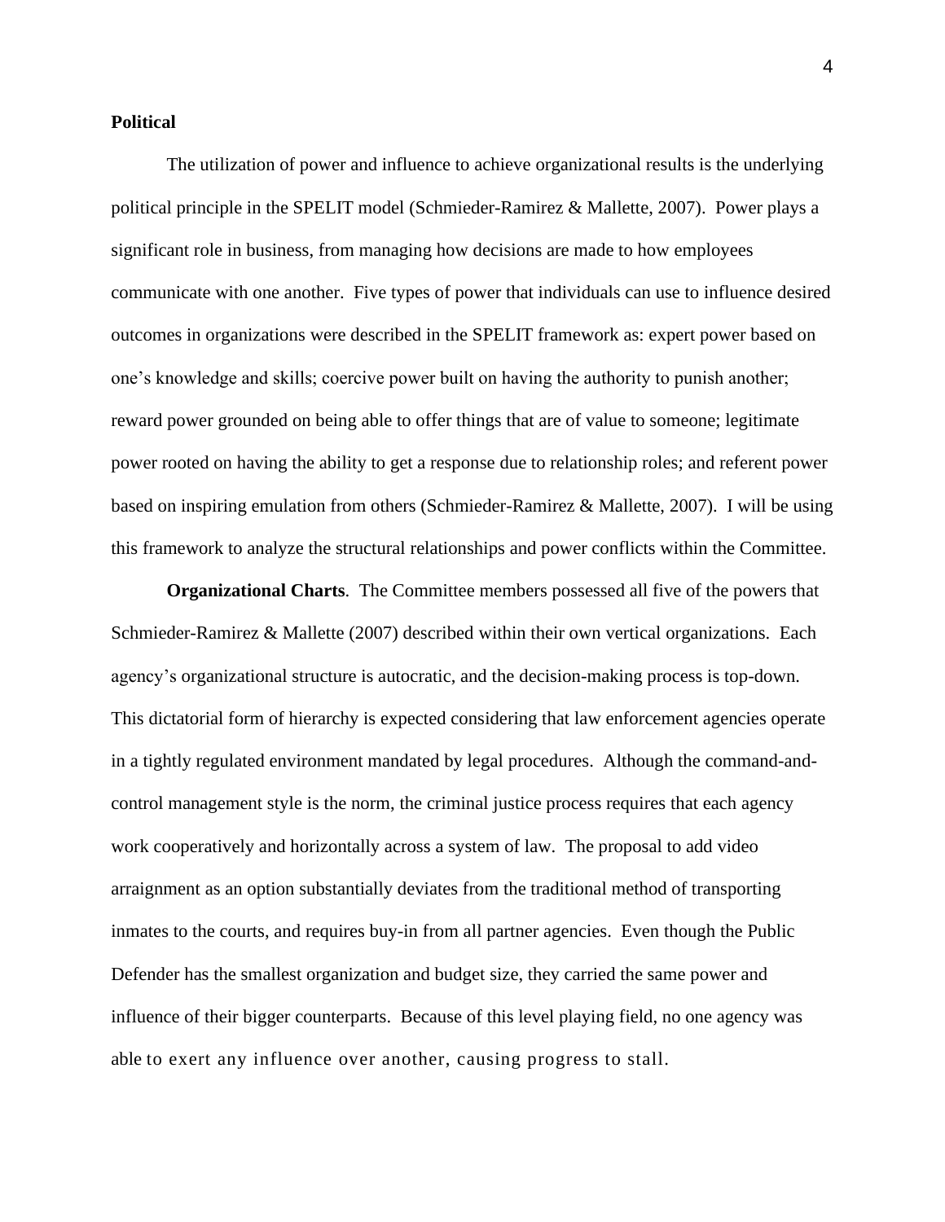**Political**

The utilization of power and influence to achieve organizational results is the underlying political principle in the SPELIT model (Schmieder-Ramirez & Mallette, 2007). Power plays a significant role in business, from managing how decisions are made to how employees communicate with one another. Five types of power that individuals can use to influence desired outcomes in organizations were described in the SPELIT framework as: expert power based on one's knowledge and skills; coercive power built on having the authority to punish another; reward power grounded on being able to offer things that are of value to someone; legitimate power rooted on having the ability to get a response due to relationship roles; and referent power based on inspiring emulation from others (Schmieder-Ramirez & Mallette, 2007). I will be using this framework to analyze the structural relationships and power conflicts within the Committee.

**Organizational Charts**. The Committee members possessed all five of the powers that Schmieder-Ramirez & Mallette (2007) described within their own vertical organizations. Each agency's organizational structure is autocratic, and the decision-making process is top-down. This dictatorial form of hierarchy is expected considering that law enforcement agencies operate in a tightly regulated environment mandated by legal procedures. Although the command-and-control management style is the norm, the criminal justice process requires that each agency work cooperatively and horizontally across a system of law. The proposal to add video arraignment as an option substantially deviates from the traditional method of transporting inmates to the courts, and requires buy-in from all partner agencies. Even though the Public Defender has the smallest organization and budget size, they carried the same power and influence of their bigger counterparts. Because of this level playing field, no one agency was able to exert any influence over another, causing progress to stall.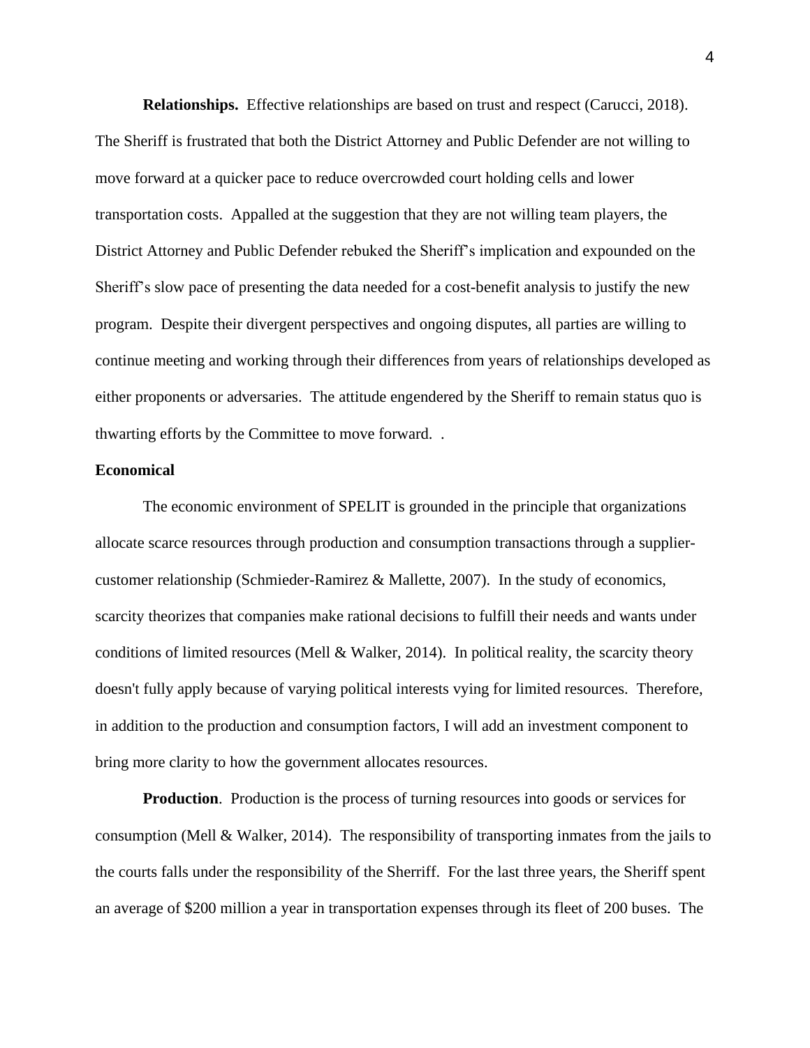**Relationships.** Effective relationships are based on trust and respect (Carucci, 2018). The Sheriff is frustrated that both the District Attorney and Public Defender are not willing to move forward at a quicker pace to reduce overcrowded court holding cells and lower transportation costs. Appalled at the suggestion that they are not willing team players, the District Attorney and Public Defender rebuked the Sheriff's implication and expounded on the Sheriff's slow pace of presenting the data needed for a cost-benefit analysis to justify the new program. Despite their divergent perspectives and ongoing disputes, all parties are willing to continue meeting and working through their differences from years of relationships developed as either proponents or adversaries. The attitude engendered by the Sheriff to remain status quo is thwarting efforts by the Committee to move forward. .

**Economical**

The economic environment of SPELIT is grounded in the principle that organizations allocate scarce resources through production and consumption transactions through a supplier-customer relationship (Schmieder-Ramirez & Mallette, 2007). In the study of economics, scarcity theorizes that companies make rational decisions to fulfill their needs and wants under conditions of limited resources (Mell & Walker, 2014). In political reality, the scarcity theory doesn't fully apply because of varying political interests vying for limited resources. Therefore, in addition to the production and consumption factors, I will add an investment component to bring more clarity to how the government allocates resources.

**Production**. Production is the process of turning resources into goods or services for consumption (Mell & Walker, 2014). The responsibility of transporting inmates from the jails to the courts falls under the responsibility of the Sherriff. For the last three years, the Sheriff spent an average of $200 million a year in transportation expenses through its fleet of 200 buses. The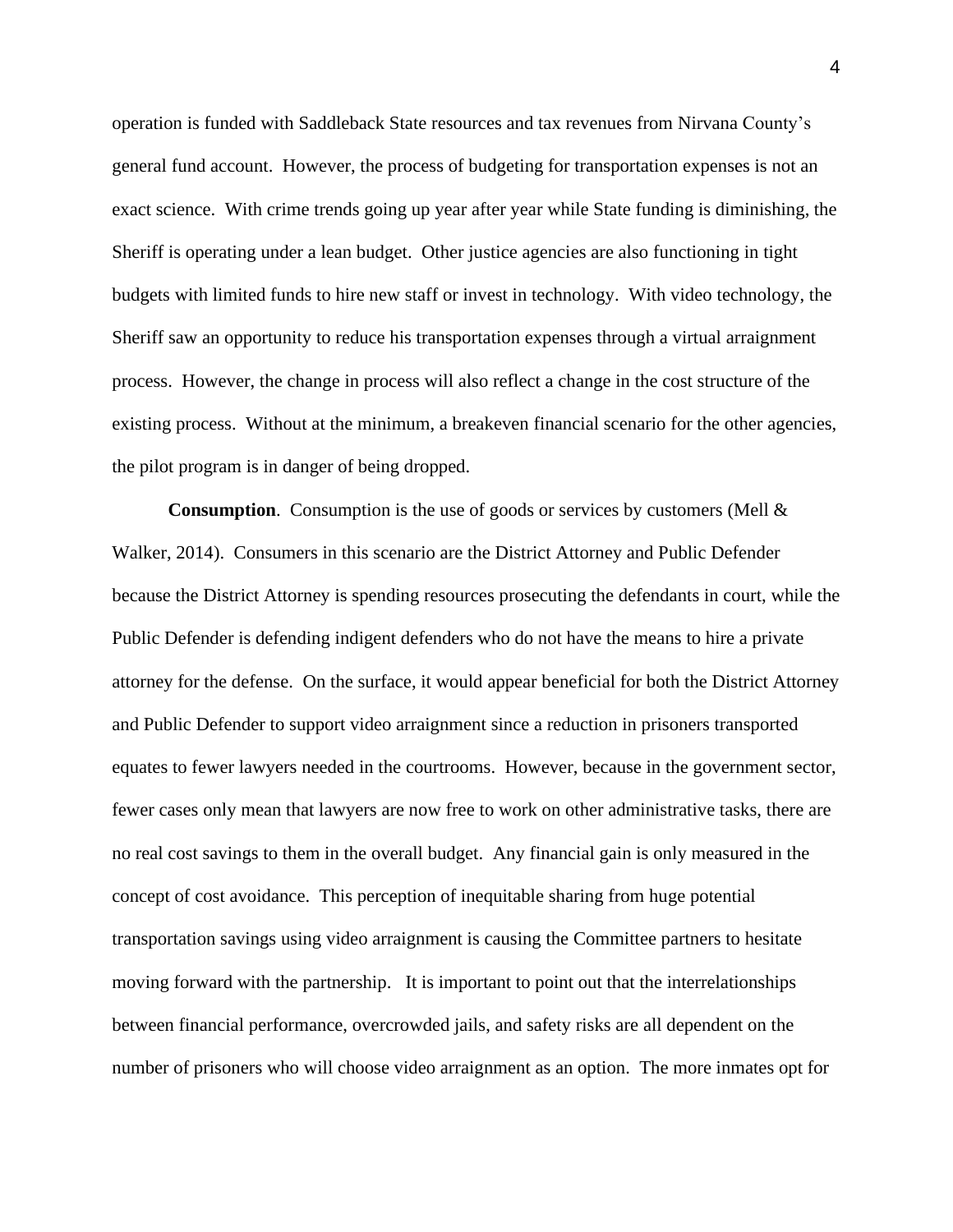operation is funded with Saddleback State resources and tax revenues from Nirvana County's general fund account. However, the process of budgeting for transportation expenses is not an exact science. With crime trends going up year after year while State funding is diminishing, the Sheriff is operating under a lean budget. Other justice agencies are also functioning in tight budgets with limited funds to hire new staff or invest in technology. With video technology, the Sheriff saw an opportunity to reduce his transportation expenses through a virtual arraignment process. However, the change in process will also reflect a change in the cost structure of the existing process. Without at the minimum, a breakeven financial scenario for the other agencies, the pilot program is in danger of being dropped.

**Consumption**. Consumption is the use of goods or services by customers (Mell & Walker, 2014). Consumers in this scenario are the District Attorney and Public Defender because the District Attorney is spending resources prosecuting the defendants in court, while the Public Defender is defending indigent defenders who do not have the means to hire a private attorney for the defense. On the surface, it would appear beneficial for both the District Attorney and Public Defender to support video arraignment since a reduction in prisoners transported equates to fewer lawyers needed in the courtrooms. However, because in the government sector, fewer cases only mean that lawyers are now free to work on other administrative tasks, there are no real cost savings to them in the overall budget. Any financial gain is only measured in the concept of cost avoidance. This perception of inequitable sharing from huge potential transportation savings using video arraignment is causing the Committee partners to hesitate moving forward with the partnership. It is important to point out that the interrelationships between financial performance, overcrowded jails, and safety risks are all dependent on the number of prisoners who will choose video arraignment as an option. The more inmates opt for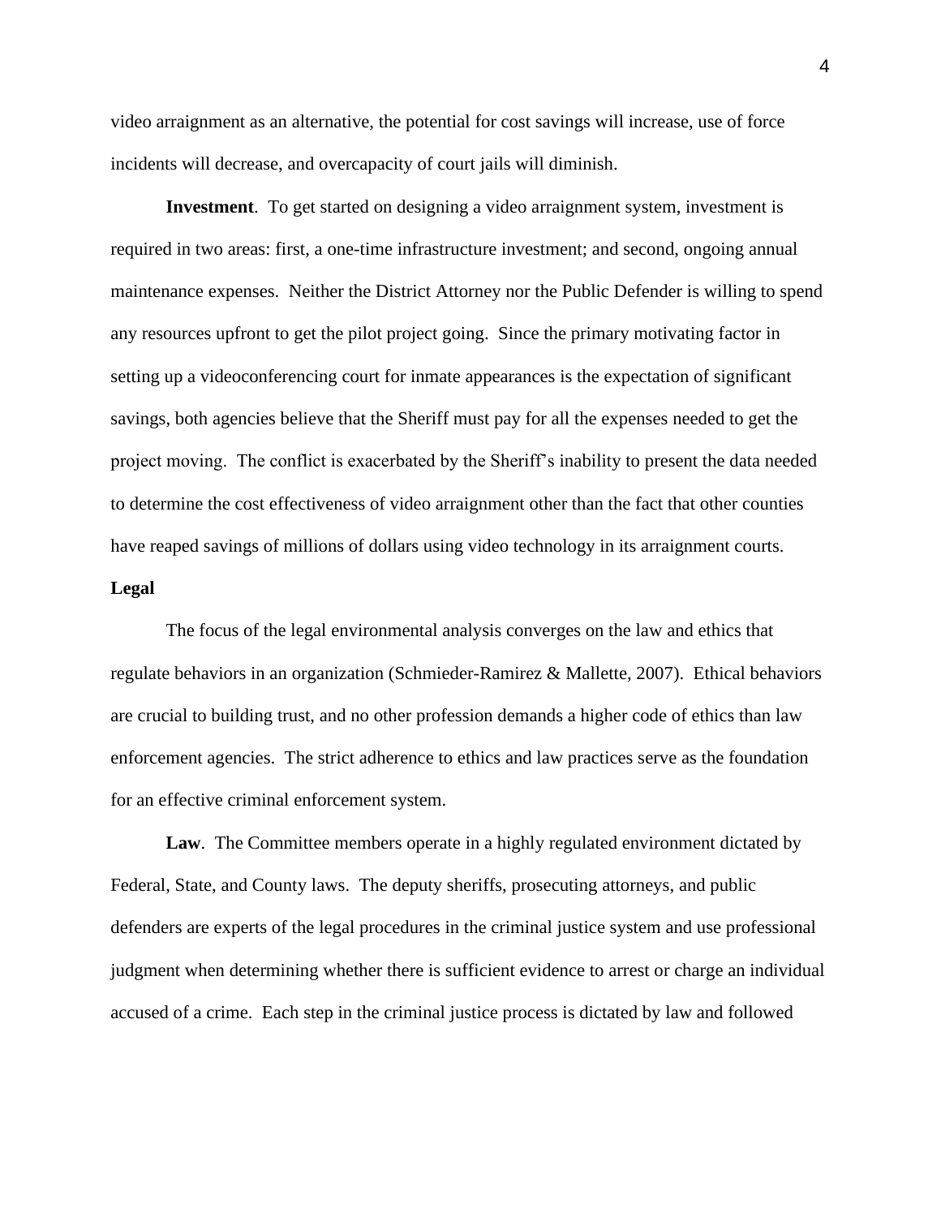video arraignment as an alternative, the potential for cost savings will increase, use of force incidents will decrease, and overcapacity of court jails will diminish.

**Investment**. To get started on designing a video arraignment system, investment is required in two areas: first, a one-time infrastructure investment; and second, ongoing annual maintenance expenses. Neither the District Attorney nor the Public Defender is willing to spend any resources upfront to get the pilot project going. Since the primary motivating factor in setting up a videoconferencing court for inmate appearances is the expectation of significant savings, both agencies believe that the Sheriff must pay for all the expenses needed to get the project moving. The conflict is exacerbated by the Sheriff's inability to present the data needed to determine the cost effectiveness of video arraignment other than the fact that other counties have reaped savings of millions of dollars using video technology in its arraignment courts.

## Legal

The focus of the legal environmental analysis converges on the law and ethics that regulate behaviors in an organization (Schmieder-Ramirez & Mallette, 2007). Ethical behaviors are crucial to building trust, and no other profession demands a higher code of ethics than law enforcement agencies. The strict adherence to ethics and law practices serve as the foundation for an effective criminal enforcement system.

**Law**. The Committee members operate in a highly regulated environment dictated by Federal, State, and County laws. The deputy sheriffs, prosecuting attorneys, and public defenders are experts of the legal procedures in the criminal justice system and use professional judgment when determining whether there is sufficient evidence to arrest or charge an individual accused of a crime. Each step in the criminal justice process is dictated by law and followed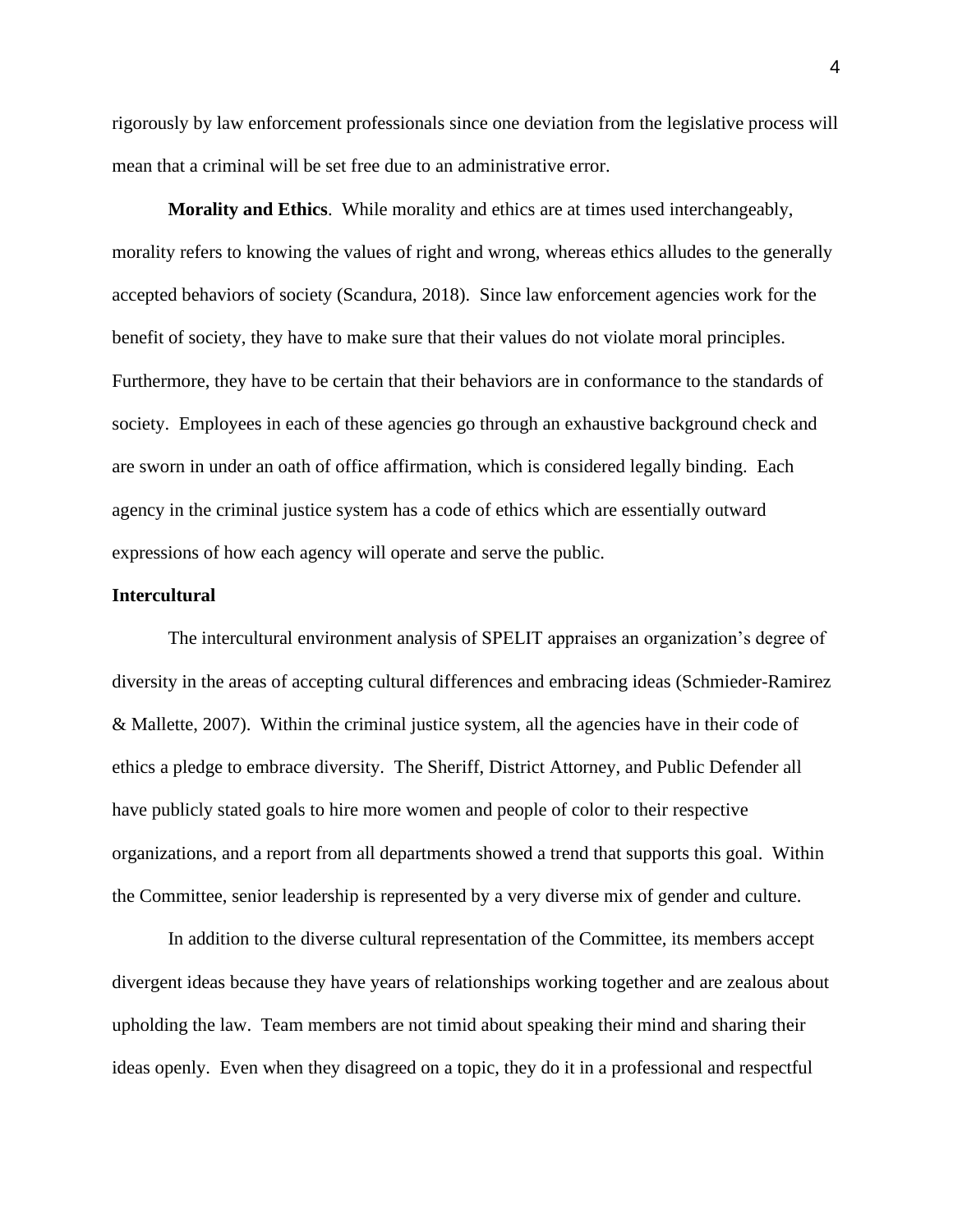rigorously by law enforcement professionals since one deviation from the legislative process will mean that a criminal will be set free due to an administrative error.

**Morality and Ethics**. While morality and ethics are at times used interchangeably, morality refers to knowing the values of right and wrong, whereas ethics alludes to the generally accepted behaviors of society (Scandura, 2018). Since law enforcement agencies work for the benefit of society, they have to make sure that their values do not violate moral principles. Furthermore, they have to be certain that their behaviors are in conformance to the standards of society. Employees in each of these agencies go through an exhaustive background check and are sworn in under an oath of office affirmation, which is considered legally binding. Each agency in the criminal justice system has a code of ethics which are essentially outward expressions of how each agency will operate and serve the public.

## Intercultural

The intercultural environment analysis of SPELIT appraises an organization's degree of diversity in the areas of accepting cultural differences and embracing ideas (Schmieder-Ramirez & Mallette, 2007). Within the criminal justice system, all the agencies have in their code of ethics a pledge to embrace diversity. The Sheriff, District Attorney, and Public Defender all have publicly stated goals to hire more women and people of color to their respective organizations, and a report from all departments showed a trend that supports this goal. Within the Committee, senior leadership is represented by a very diverse mix of gender and culture.

In addition to the diverse cultural representation of the Committee, its members accept divergent ideas because they have years of relationships working together and are zealous about upholding the law. Team members are not timid about speaking their mind and sharing their ideas openly. Even when they disagreed on a topic, they do it in a professional and respectful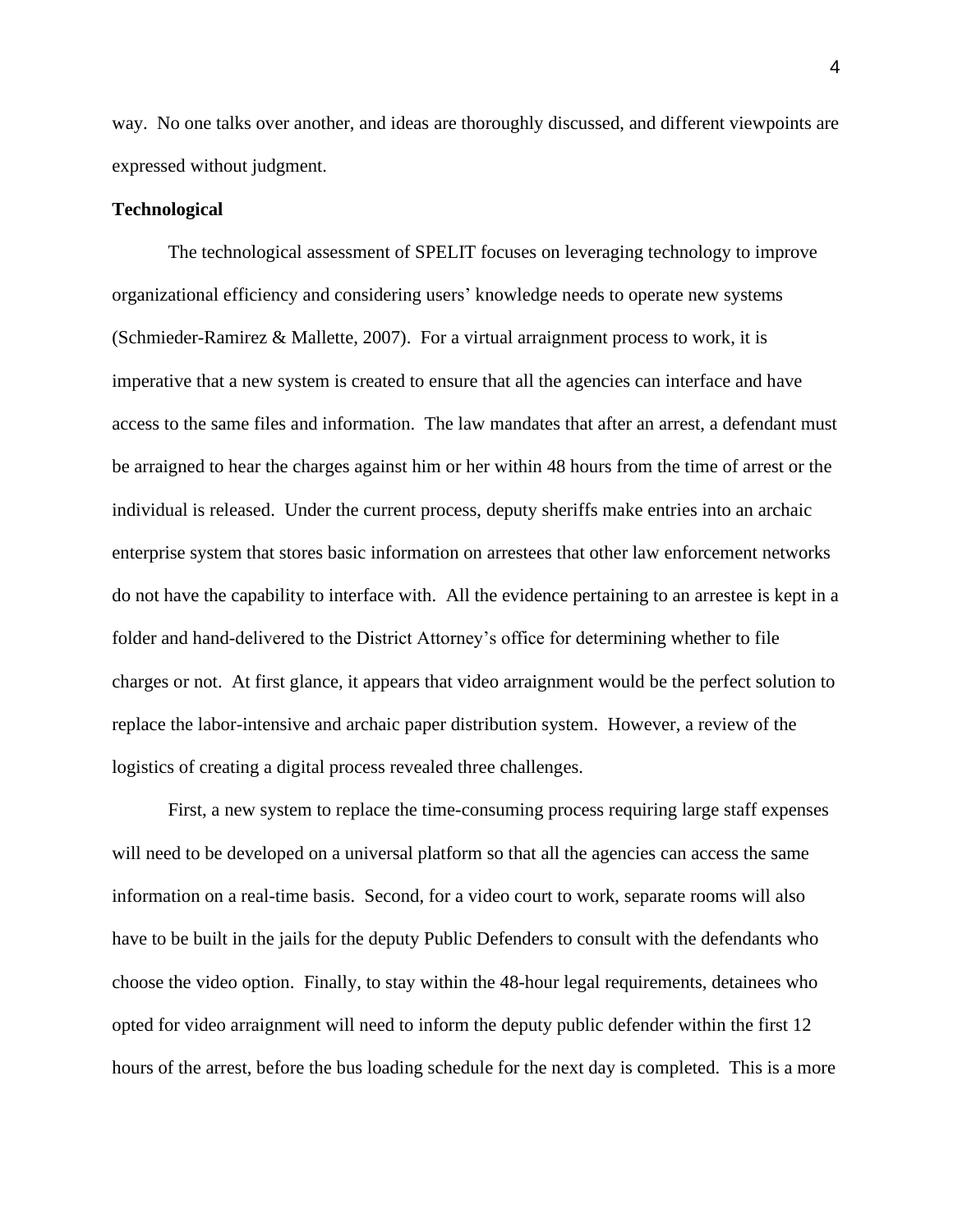way. No one talks over another, and ideas are thoroughly discussed, and different viewpoints are expressed without judgment.

**Technological**

The technological assessment of SPELIT focuses on leveraging technology to improve organizational efficiency and considering users' knowledge needs to operate new systems (Schmieder-Ramirez & Mallette, 2007). For a virtual arraignment process to work, it is imperative that a new system is created to ensure that all the agencies can interface and have access to the same files and information. The law mandates that after an arrest, a defendant must be arraigned to hear the charges against him or her within 48 hours from the time of arrest or the individual is released. Under the current process, deputy sheriffs make entries into an archaic enterprise system that stores basic information on arrestees that other law enforcement networks do not have the capability to interface with. All the evidence pertaining to an arrestee is kept in a folder and hand-delivered to the District Attorney's office for determining whether to file charges or not. At first glance, it appears that video arraignment would be the perfect solution to replace the labor-intensive and archaic paper distribution system. However, a review of the logistics of creating a digital process revealed three challenges.

First, a new system to replace the time-consuming process requiring large staff expenses will need to be developed on a universal platform so that all the agencies can access the same information on a real-time basis. Second, for a video court to work, separate rooms will also have to be built in the jails for the deputy Public Defenders to consult with the defendants who choose the video option. Finally, to stay within the 48-hour legal requirements, detainees who opted for video arraignment will need to inform the deputy public defender within the first 12 hours of the arrest, before the bus loading schedule for the next day is completed. This is a more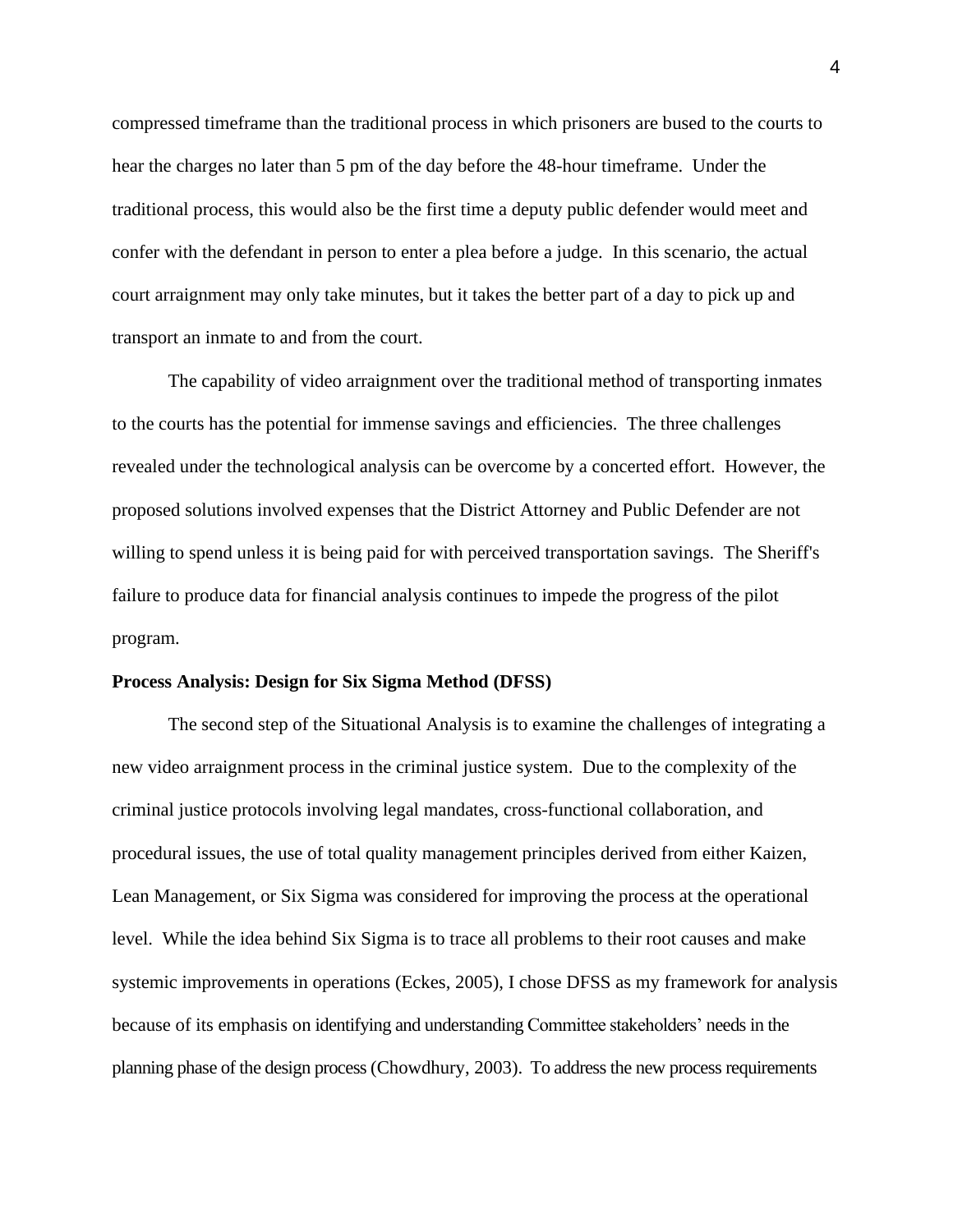compressed timeframe than the traditional process in which prisoners are bused to the courts to hear the charges no later than 5 pm of the day before the 48-hour timeframe. Under the traditional process, this would also be the first time a deputy public defender would meet and confer with the defendant in person to enter a plea before a judge. In this scenario, the actual court arraignment may only take minutes, but it takes the better part of a day to pick up and transport an inmate to and from the court.

The capability of video arraignment over the traditional method of transporting inmates to the courts has the potential for immense savings and efficiencies. The three challenges revealed under the technological analysis can be overcome by a concerted effort. However, the proposed solutions involved expenses that the District Attorney and Public Defender are not willing to spend unless it is being paid for with perceived transportation savings. The Sheriff's failure to produce data for financial analysis continues to impede the progress of the pilot program.

**Process Analysis: Design for Six Sigma Method (DFSS)**

The second step of the Situational Analysis is to examine the challenges of integrating a new video arraignment process in the criminal justice system. Due to the complexity of the criminal justice protocols involving legal mandates, cross-functional collaboration, and procedural issues, the use of total quality management principles derived from either Kaizen, Lean Management, or Six Sigma was considered for improving the process at the operational level. While the idea behind Six Sigma is to trace all problems to their root causes and make systemic improvements in operations (Eckes, 2005), I chose DFSS as my framework for analysis because of its emphasis on identifying and understanding Committee stakeholders' needs in the planning phase of the design process (Chowdhury, 2003). To address the new process requirements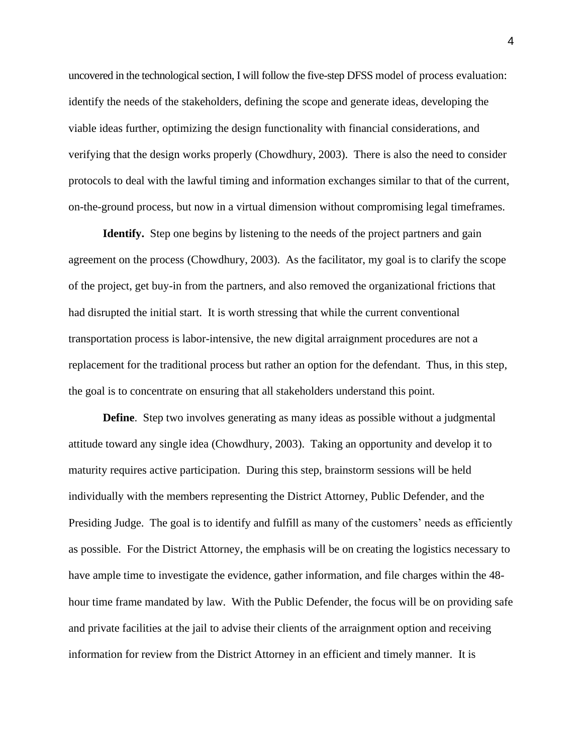uncovered in the technological section, I will follow the five-step DFSS model of process evaluation: identify the needs of the stakeholders, defining the scope and generate ideas, developing the viable ideas further, optimizing the design functionality with financial considerations, and verifying that the design works properly (Chowdhury, 2003). There is also the need to consider protocols to deal with the lawful timing and information exchanges similar to that of the current, on-the-ground process, but now in a virtual dimension without compromising legal timeframes.

**Identify.** Step one begins by listening to the needs of the project partners and gain agreement on the process (Chowdhury, 2003). As the facilitator, my goal is to clarify the scope of the project, get buy-in from the partners, and also removed the organizational frictions that had disrupted the initial start. It is worth stressing that while the current conventional transportation process is labor-intensive, the new digital arraignment procedures are not a replacement for the traditional process but rather an option for the defendant. Thus, in this step, the goal is to concentrate on ensuring that all stakeholders understand this point.

**Define**. Step two involves generating as many ideas as possible without a judgmental attitude toward any single idea (Chowdhury, 2003). Taking an opportunity and develop it to maturity requires active participation. During this step, brainstorm sessions will be held individually with the members representing the District Attorney, Public Defender, and the Presiding Judge. The goal is to identify and fulfill as many of the customers' needs as efficiently as possible. For the District Attorney, the emphasis will be on creating the logistics necessary to have ample time to investigate the evidence, gather information, and file charges within the 48-hour time frame mandated by law. With the Public Defender, the focus will be on providing safe and private facilities at the jail to advise their clients of the arraignment option and receiving information for review from the District Attorney in an efficient and timely manner. It is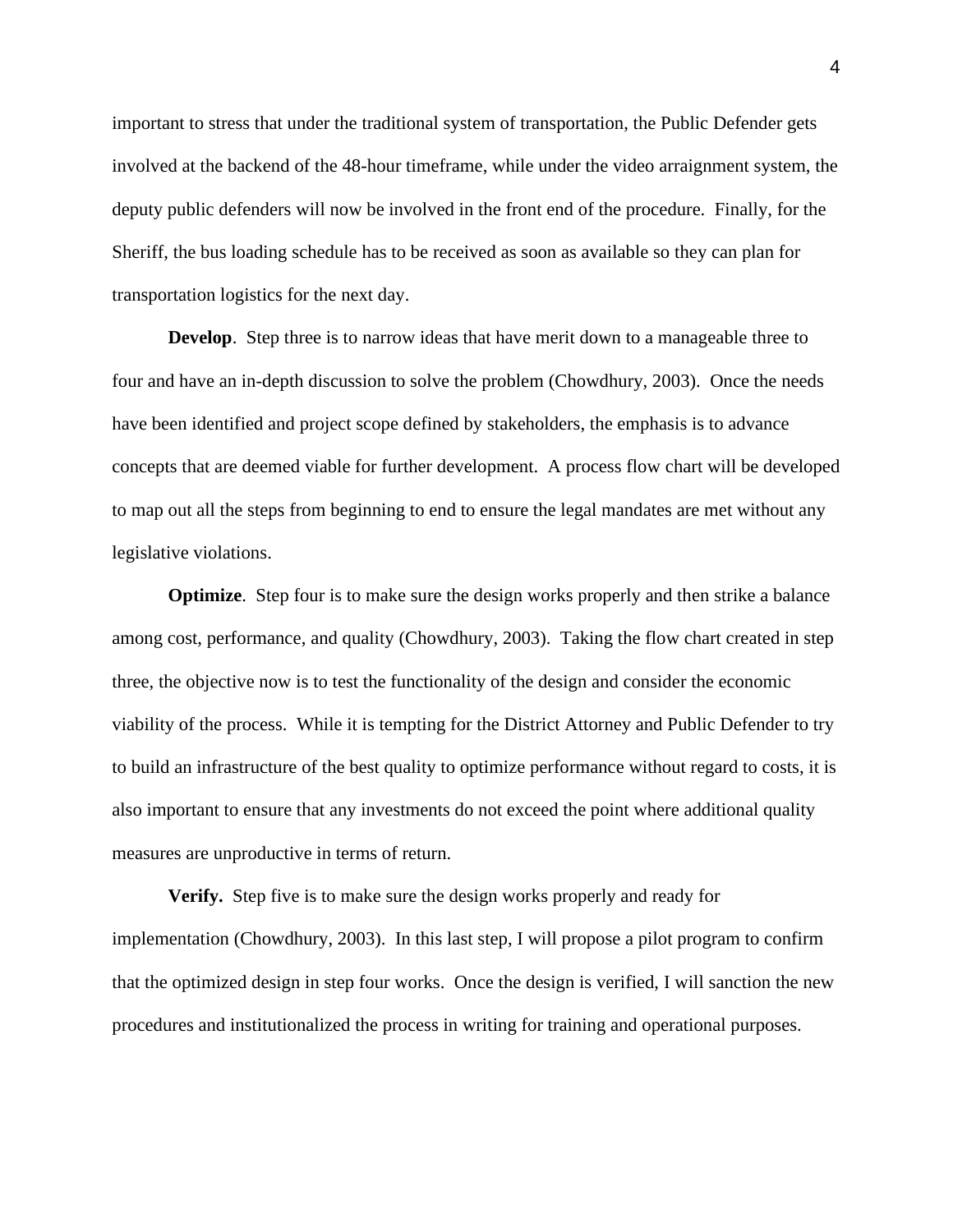important to stress that under the traditional system of transportation, the Public Defender gets involved at the backend of the 48-hour timeframe, while under the video arraignment system, the deputy public defenders will now be involved in the front end of the procedure.  Finally, for the Sheriff, the bus loading schedule has to be received as soon as available so they can plan for transportation logistics for the next day.

**Develop**.  Step three is to narrow ideas that have merit down to a manageable three to four and have an in-depth discussion to solve the problem (Chowdhury, 2003).  Once the needs have been identified and project scope defined by stakeholders, the emphasis is to advance concepts that are deemed viable for further development.  A process flow chart will be developed to map out all the steps from beginning to end to ensure the legal mandates are met without any legislative violations.

**Optimize**.  Step four is to make sure the design works properly and then strike a balance among cost, performance, and quality (Chowdhury, 2003).  Taking the flow chart created in step three, the objective now is to test the functionality of the design and consider the economic viability of the process.  While it is tempting for the District Attorney and Public Defender to try to build an infrastructure of the best quality to optimize performance without regard to costs, it is also important to ensure that any investments do not exceed the point where additional quality measures are unproductive in terms of return.

**Verify.**  Step five is to make sure the design works properly and ready for implementation (Chowdhury, 2003).  In this last step, I will propose a pilot program to confirm that the optimized design in step four works.  Once the design is verified, I will sanction the new procedures and institutionalized the process in writing for training and operational purposes.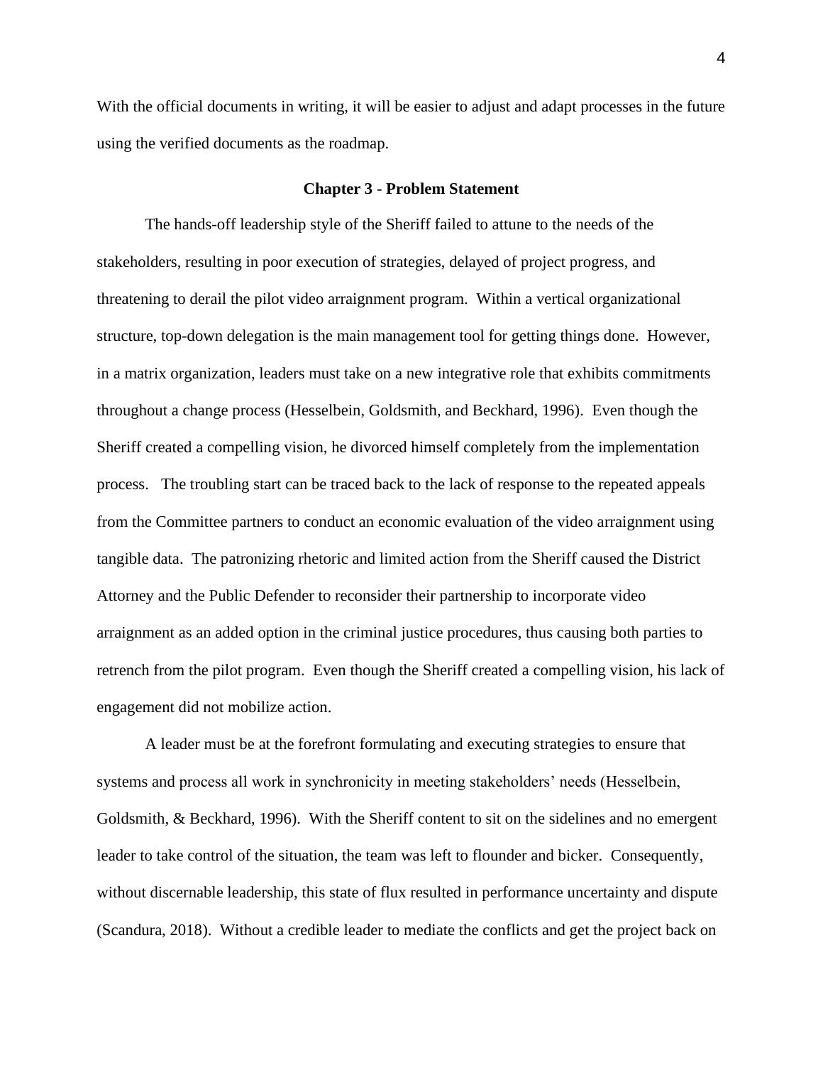With the official documents in writing, it will be easier to adjust and adapt processes in the future using the verified documents as the roadmap.

## Chapter 3 - Problem Statement

The hands-off leadership style of the Sheriff failed to attune to the needs of the stakeholders, resulting in poor execution of strategies, delayed of project progress, and threatening to derail the pilot video arraignment program. Within a vertical organizational structure, top-down delegation is the main management tool for getting things done. However, in a matrix organization, leaders must take on a new integrative role that exhibits commitments throughout a change process (Hesselbein, Goldsmith, and Beckhard, 1996). Even though the Sheriff created a compelling vision, he divorced himself completely from the implementation process. The troubling start can be traced back to the lack of response to the repeated appeals from the Committee partners to conduct an economic evaluation of the video arraignment using tangible data. The patronizing rhetoric and limited action from the Sheriff caused the District Attorney and the Public Defender to reconsider their partnership to incorporate video arraignment as an added option in the criminal justice procedures, thus causing both parties to retrench from the pilot program. Even though the Sheriff created a compelling vision, his lack of engagement did not mobilize action.

A leader must be at the forefront formulating and executing strategies to ensure that systems and process all work in synchronicity in meeting stakeholders' needs (Hesselbein, Goldsmith, & Beckhard, 1996). With the Sheriff content to sit on the sidelines and no emergent leader to take control of the situation, the team was left to flounder and bicker. Consequently, without discernable leadership, this state of flux resulted in performance uncertainty and dispute (Scandura, 2018). Without a credible leader to mediate the conflicts and get the project back on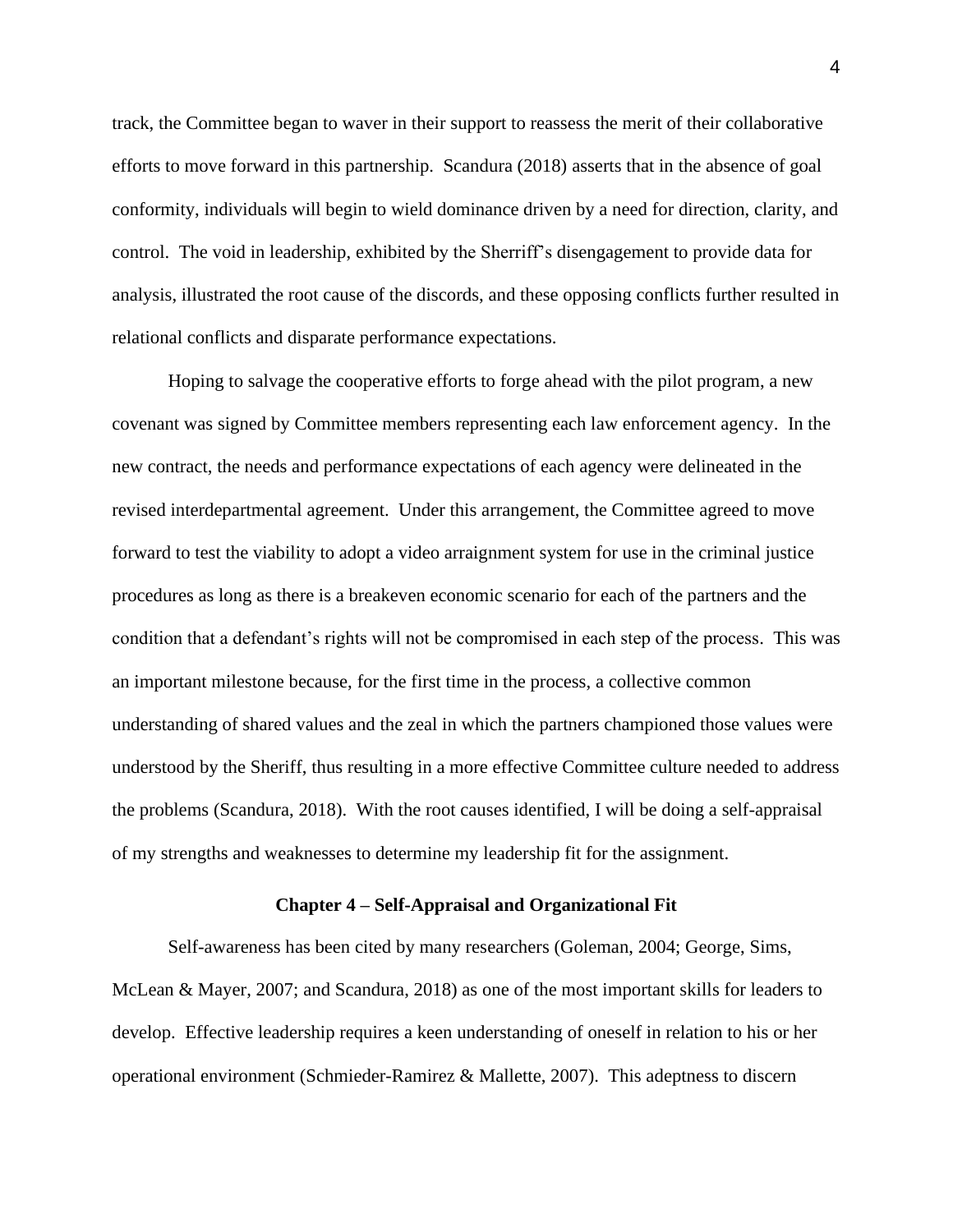track, the Committee began to waver in their support to reassess the merit of their collaborative efforts to move forward in this partnership. Scandura (2018) asserts that in the absence of goal conformity, individuals will begin to wield dominance driven by a need for direction, clarity, and control. The void in leadership, exhibited by the Sherriff's disengagement to provide data for analysis, illustrated the root cause of the discords, and these opposing conflicts further resulted in relational conflicts and disparate performance expectations.

Hoping to salvage the cooperative efforts to forge ahead with the pilot program, a new covenant was signed by Committee members representing each law enforcement agency. In the new contract, the needs and performance expectations of each agency were delineated in the revised interdepartmental agreement. Under this arrangement, the Committee agreed to move forward to test the viability to adopt a video arraignment system for use in the criminal justice procedures as long as there is a breakeven economic scenario for each of the partners and the condition that a defendant's rights will not be compromised in each step of the process. This was an important milestone because, for the first time in the process, a collective common understanding of shared values and the zeal in which the partners championed those values were understood by the Sheriff, thus resulting in a more effective Committee culture needed to address the problems (Scandura, 2018). With the root causes identified, I will be doing a self-appraisal of my strengths and weaknesses to determine my leadership fit for the assignment.

## Chapter 4 – Self-Appraisal and Organizational Fit

Self-awareness has been cited by many researchers (Goleman, 2004; George, Sims, McLean & Mayer, 2007; and Scandura, 2018) as one of the most important skills for leaders to develop. Effective leadership requires a keen understanding of oneself in relation to his or her operational environment (Schmieder-Ramirez & Mallette, 2007). This adeptness to discern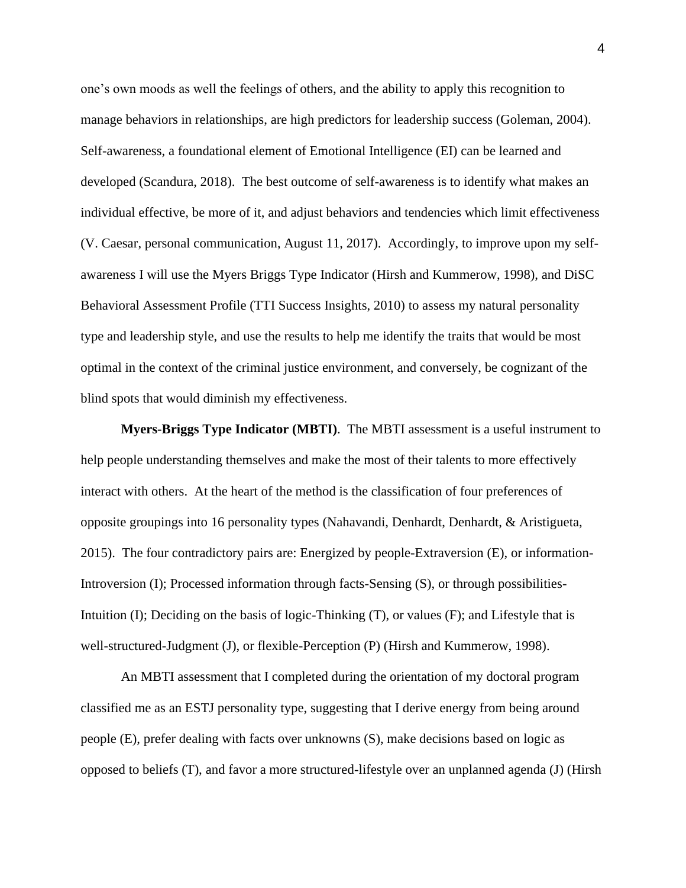one's own moods as well the feelings of others, and the ability to apply this recognition to manage behaviors in relationships, are high predictors for leadership success (Goleman, 2004). Self-awareness, a foundational element of Emotional Intelligence (EI) can be learned and developed (Scandura, 2018). The best outcome of self-awareness is to identify what makes an individual effective, be more of it, and adjust behaviors and tendencies which limit effectiveness (V. Caesar, personal communication, August 11, 2017). Accordingly, to improve upon my self-awareness I will use the Myers Briggs Type Indicator (Hirsh and Kummerow, 1998), and DiSC Behavioral Assessment Profile (TTI Success Insights, 2010) to assess my natural personality type and leadership style, and use the results to help me identify the traits that would be most optimal in the context of the criminal justice environment, and conversely, be cognizant of the blind spots that would diminish my effectiveness.

**Myers-Briggs Type Indicator (MBTI)**. The MBTI assessment is a useful instrument to help people understanding themselves and make the most of their talents to more effectively interact with others. At the heart of the method is the classification of four preferences of opposite groupings into 16 personality types (Nahavandi, Denhardt, Denhardt, & Aristigueta, 2015). The four contradictory pairs are: Energized by people-Extraversion (E), or information-Introversion (I); Processed information through facts-Sensing (S), or through possibilities-Intuition (I); Deciding on the basis of logic-Thinking (T), or values (F); and Lifestyle that is well-structured-Judgment (J), or flexible-Perception (P) (Hirsh and Kummerow, 1998).

An MBTI assessment that I completed during the orientation of my doctoral program classified me as an ESTJ personality type, suggesting that I derive energy from being around people (E), prefer dealing with facts over unknowns (S), make decisions based on logic as opposed to beliefs (T), and favor a more structured-lifestyle over an unplanned agenda (J) (Hirsh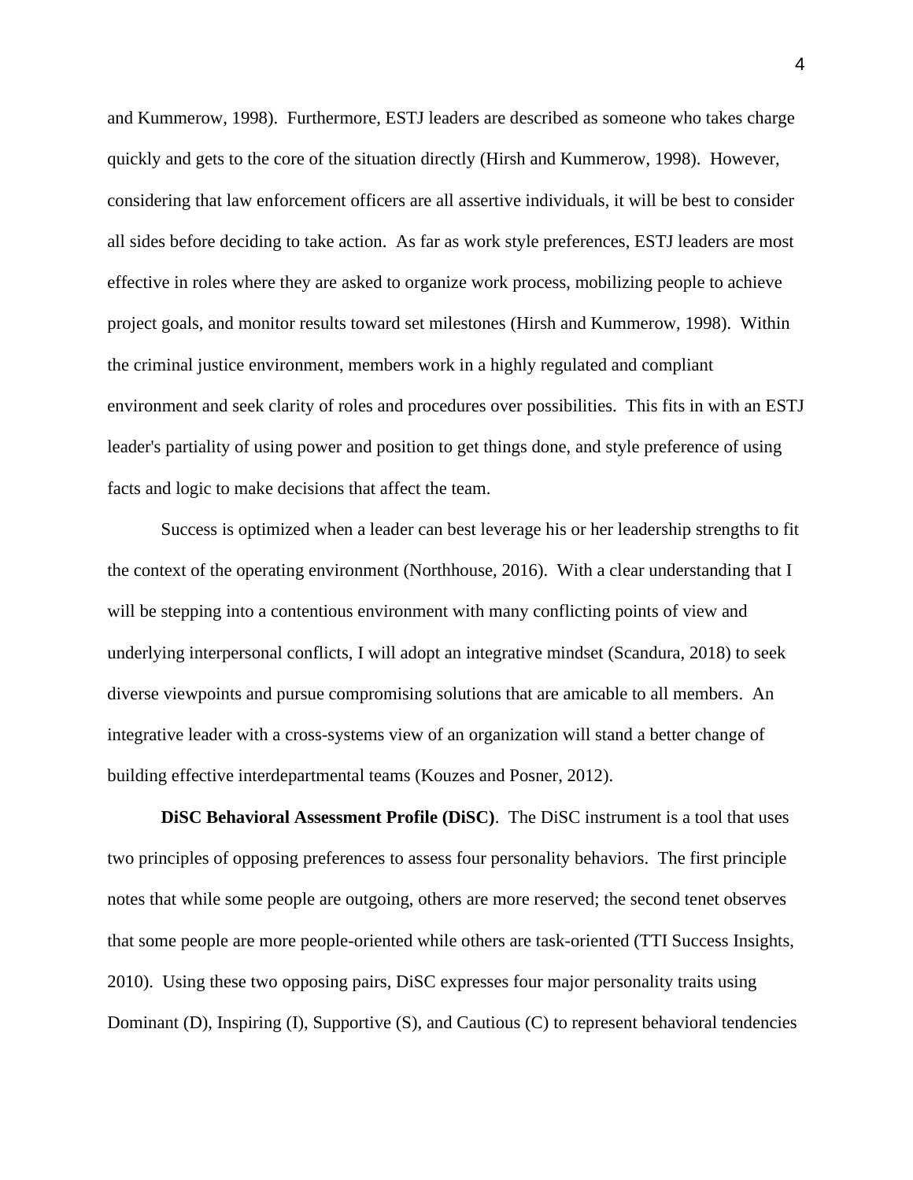and Kummerow, 1998). Furthermore, ESTJ leaders are described as someone who takes charge quickly and gets to the core of the situation directly (Hirsh and Kummerow, 1998). However, considering that law enforcement officers are all assertive individuals, it will be best to consider all sides before deciding to take action. As far as work style preferences, ESTJ leaders are most effective in roles where they are asked to organize work process, mobilizing people to achieve project goals, and monitor results toward set milestones (Hirsh and Kummerow, 1998). Within the criminal justice environment, members work in a highly regulated and compliant environment and seek clarity of roles and procedures over possibilities. This fits in with an ESTJ leader's partiality of using power and position to get things done, and style preference of using facts and logic to make decisions that affect the team.

Success is optimized when a leader can best leverage his or her leadership strengths to fit the context of the operating environment (Northhouse, 2016). With a clear understanding that I will be stepping into a contentious environment with many conflicting points of view and underlying interpersonal conflicts, I will adopt an integrative mindset (Scandura, 2018) to seek diverse viewpoints and pursue compromising solutions that are amicable to all members. An integrative leader with a cross-systems view of an organization will stand a better change of building effective interdepartmental teams (Kouzes and Posner, 2012).

**DiSC Behavioral Assessment Profile (DiSC)**. The DiSC instrument is a tool that uses two principles of opposing preferences to assess four personality behaviors. The first principle notes that while some people are outgoing, others are more reserved; the second tenet observes that some people are more people-oriented while others are task-oriented (TTI Success Insights, 2010). Using these two opposing pairs, DiSC expresses four major personality traits using Dominant (D), Inspiring (I), Supportive (S), and Cautious (C) to represent behavioral tendencies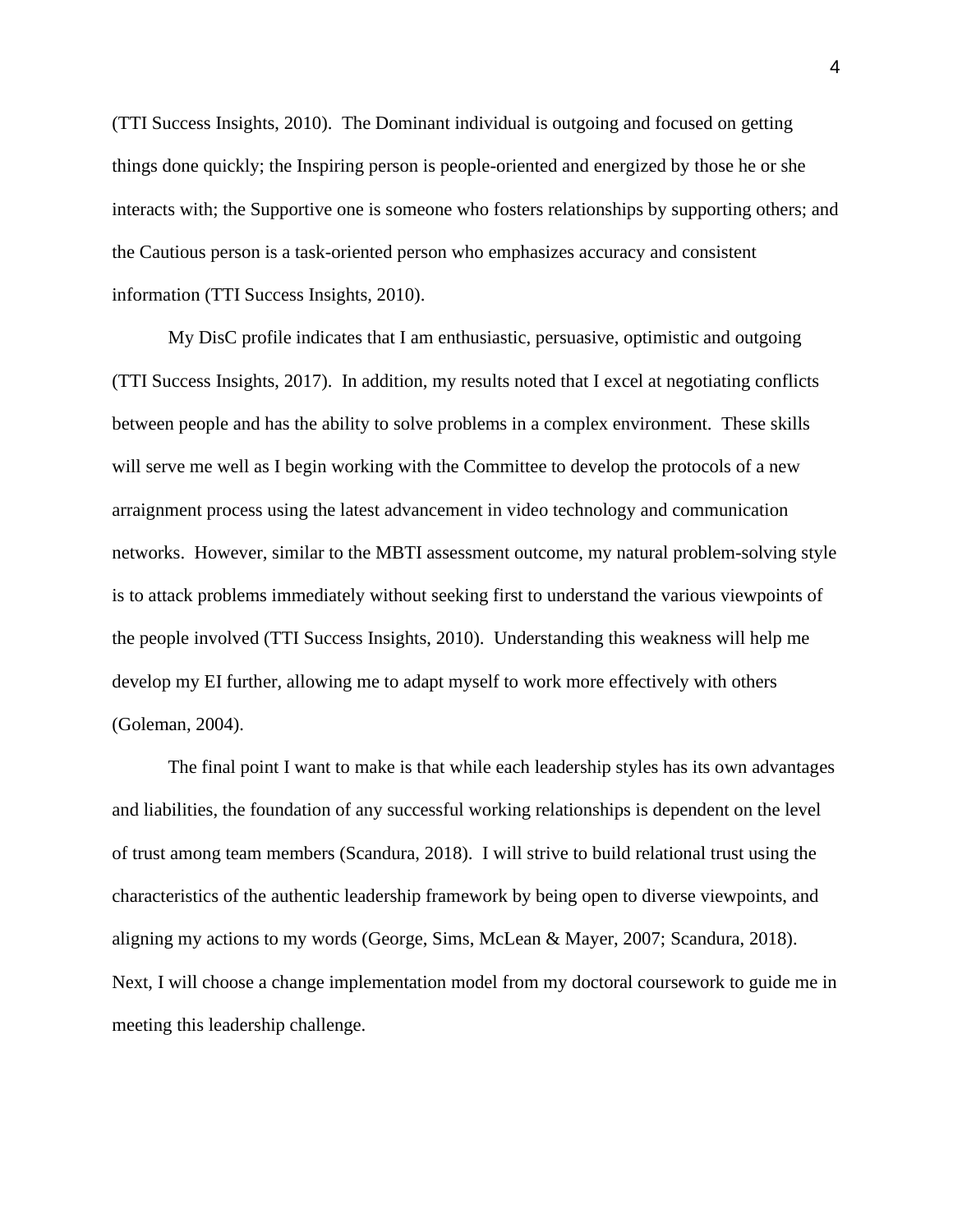(TTI Success Insights, 2010). The Dominant individual is outgoing and focused on getting things done quickly; the Inspiring person is people-oriented and energized by those he or she interacts with; the Supportive one is someone who fosters relationships by supporting others; and the Cautious person is a task-oriented person who emphasizes accuracy and consistent information (TTI Success Insights, 2010).

My DisC profile indicates that I am enthusiastic, persuasive, optimistic and outgoing (TTI Success Insights, 2017). In addition, my results noted that I excel at negotiating conflicts between people and has the ability to solve problems in a complex environment. These skills will serve me well as I begin working with the Committee to develop the protocols of a new arraignment process using the latest advancement in video technology and communication networks. However, similar to the MBTI assessment outcome, my natural problem-solving style is to attack problems immediately without seeking first to understand the various viewpoints of the people involved (TTI Success Insights, 2010). Understanding this weakness will help me develop my EI further, allowing me to adapt myself to work more effectively with others (Goleman, 2004).

The final point I want to make is that while each leadership styles has its own advantages and liabilities, the foundation of any successful working relationships is dependent on the level of trust among team members (Scandura, 2018). I will strive to build relational trust using the characteristics of the authentic leadership framework by being open to diverse viewpoints, and aligning my actions to my words (George, Sims, McLean & Mayer, 2007; Scandura, 2018). Next, I will choose a change implementation model from my doctoral coursework to guide me in meeting this leadership challenge.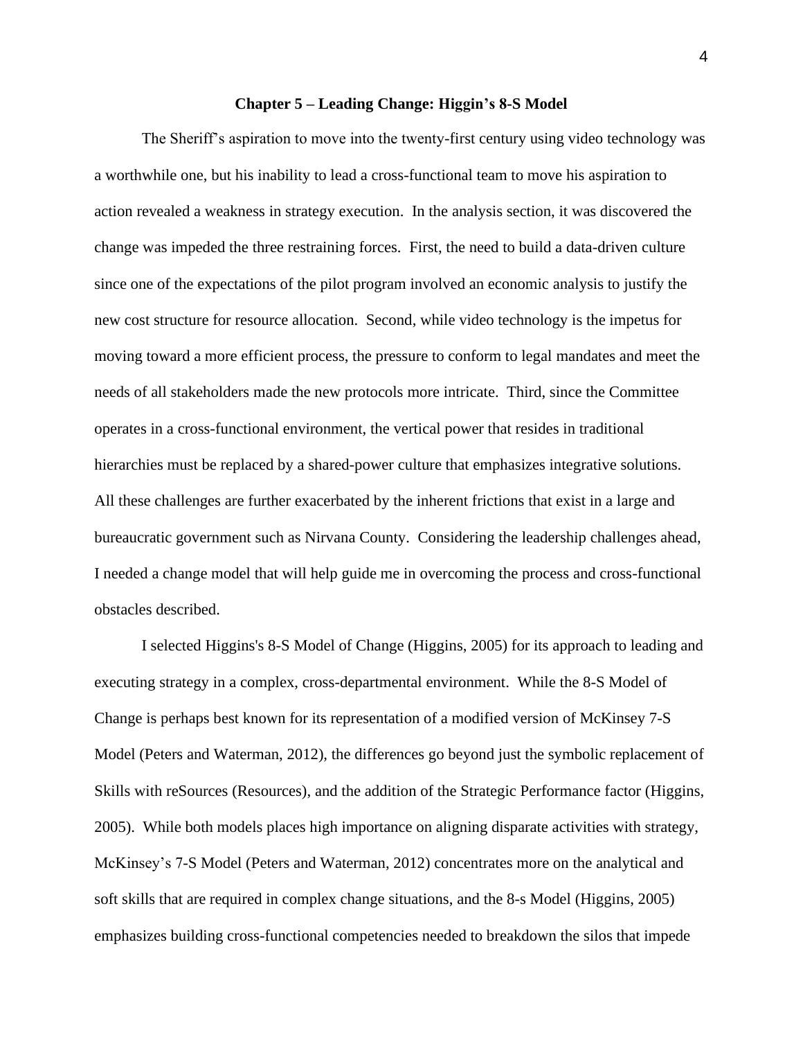## Chapter 5 – Leading Change: Higgin's 8-S Model

The Sheriff's aspiration to move into the twenty-first century using video technology was a worthwhile one, but his inability to lead a cross-functional team to move his aspiration to action revealed a weakness in strategy execution. In the analysis section, it was discovered the change was impeded the three restraining forces. First, the need to build a data-driven culture since one of the expectations of the pilot program involved an economic analysis to justify the new cost structure for resource allocation. Second, while video technology is the impetus for moving toward a more efficient process, the pressure to conform to legal mandates and meet the needs of all stakeholders made the new protocols more intricate. Third, since the Committee operates in a cross-functional environment, the vertical power that resides in traditional hierarchies must be replaced by a shared-power culture that emphasizes integrative solutions. All these challenges are further exacerbated by the inherent frictions that exist in a large and bureaucratic government such as Nirvana County. Considering the leadership challenges ahead, I needed a change model that will help guide me in overcoming the process and cross-functional obstacles described.

I selected Higgins's 8-S Model of Change (Higgins, 2005) for its approach to leading and executing strategy in a complex, cross-departmental environment. While the 8-S Model of Change is perhaps best known for its representation of a modified version of McKinsey 7-S Model (Peters and Waterman, 2012), the differences go beyond just the symbolic replacement of Skills with reSources (Resources), and the addition of the Strategic Performance factor (Higgins, 2005). While both models places high importance on aligning disparate activities with strategy, McKinsey's 7-S Model (Peters and Waterman, 2012) concentrates more on the analytical and soft skills that are required in complex change situations, and the 8-s Model (Higgins, 2005) emphasizes building cross-functional competencies needed to breakdown the silos that impede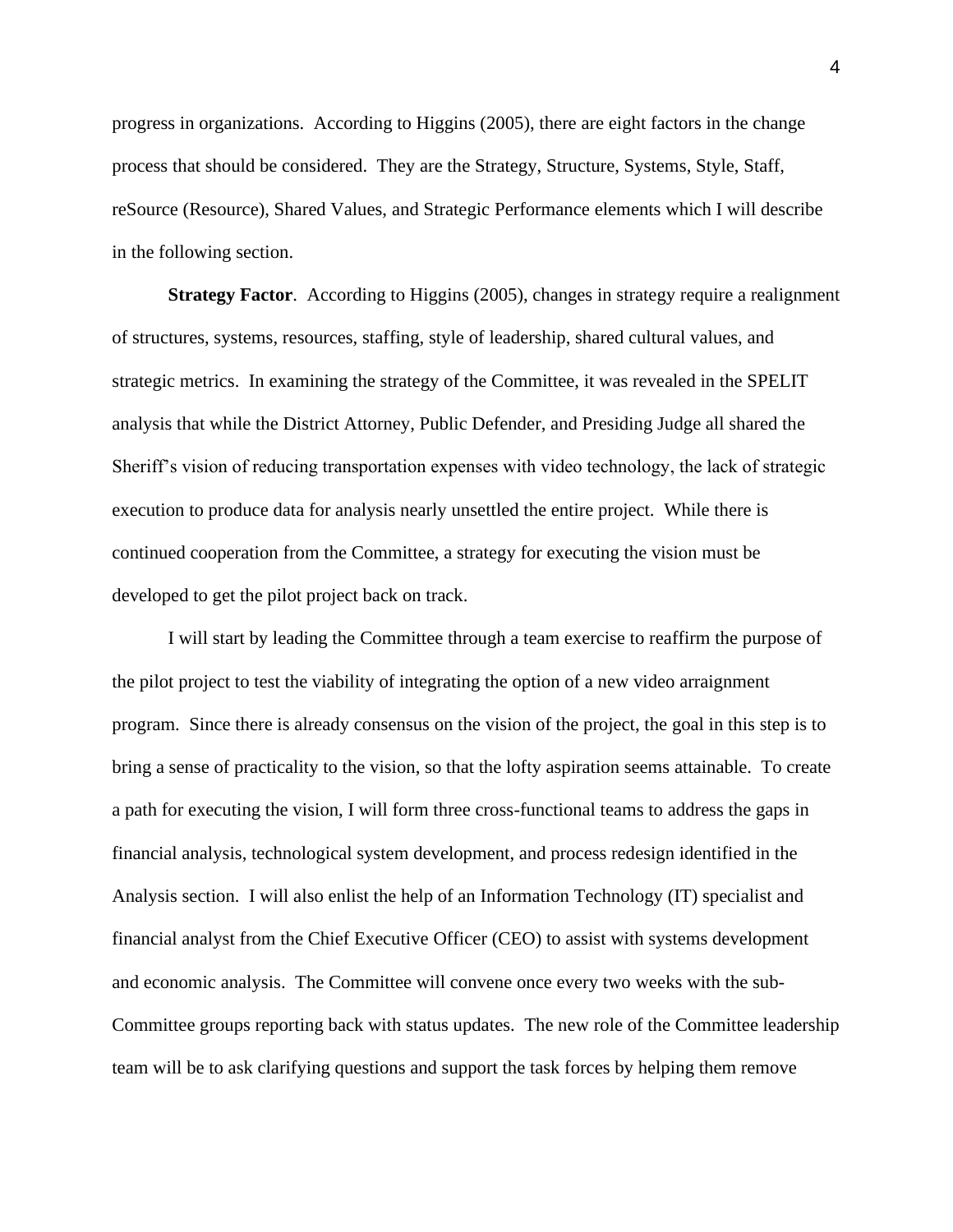progress in organizations. According to Higgins (2005), there are eight factors in the change process that should be considered. They are the Strategy, Structure, Systems, Style, Staff, reSource (Resource), Shared Values, and Strategic Performance elements which I will describe in the following section.

**Strategy Factor**. According to Higgins (2005), changes in strategy require a realignment of structures, systems, resources, staffing, style of leadership, shared cultural values, and strategic metrics. In examining the strategy of the Committee, it was revealed in the SPELIT analysis that while the District Attorney, Public Defender, and Presiding Judge all shared the Sheriff's vision of reducing transportation expenses with video technology, the lack of strategic execution to produce data for analysis nearly unsettled the entire project. While there is continued cooperation from the Committee, a strategy for executing the vision must be developed to get the pilot project back on track.

I will start by leading the Committee through a team exercise to reaffirm the purpose of the pilot project to test the viability of integrating the option of a new video arraignment program. Since there is already consensus on the vision of the project, the goal in this step is to bring a sense of practicality to the vision, so that the lofty aspiration seems attainable. To create a path for executing the vision, I will form three cross-functional teams to address the gaps in financial analysis, technological system development, and process redesign identified in the Analysis section. I will also enlist the help of an Information Technology (IT) specialist and financial analyst from the Chief Executive Officer (CEO) to assist with systems development and economic analysis. The Committee will convene once every two weeks with the sub-Committee groups reporting back with status updates. The new role of the Committee leadership team will be to ask clarifying questions and support the task forces by helping them remove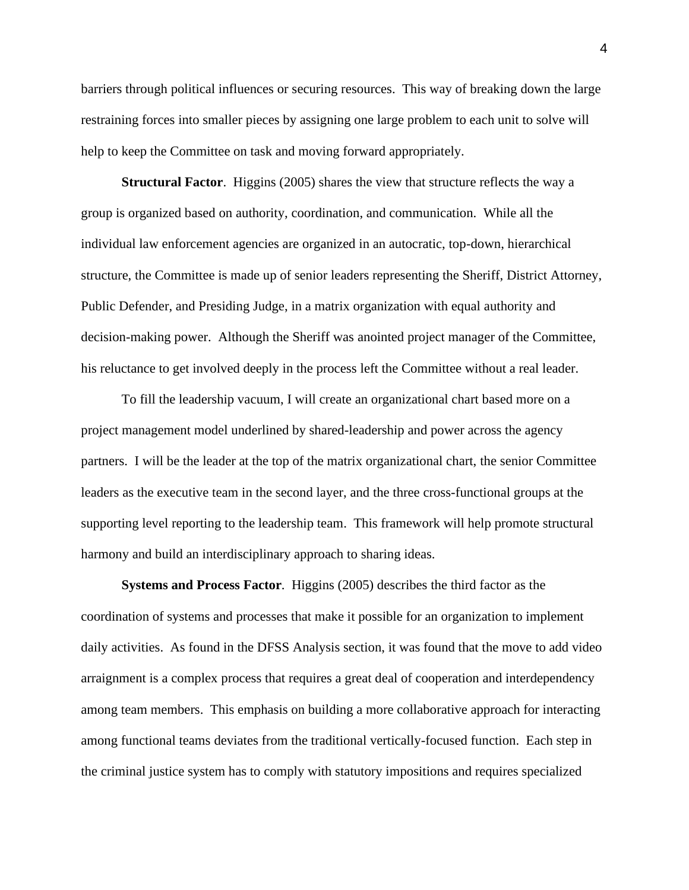barriers through political influences or securing resources. This way of breaking down the large restraining forces into smaller pieces by assigning one large problem to each unit to solve will help to keep the Committee on task and moving forward appropriately.

**Structural Factor**. Higgins (2005) shares the view that structure reflects the way a group is organized based on authority, coordination, and communication. While all the individual law enforcement agencies are organized in an autocratic, top-down, hierarchical structure, the Committee is made up of senior leaders representing the Sheriff, District Attorney, Public Defender, and Presiding Judge, in a matrix organization with equal authority and decision-making power. Although the Sheriff was anointed project manager of the Committee, his reluctance to get involved deeply in the process left the Committee without a real leader.

To fill the leadership vacuum, I will create an organizational chart based more on a project management model underlined by shared-leadership and power across the agency partners. I will be the leader at the top of the matrix organizational chart, the senior Committee leaders as the executive team in the second layer, and the three cross-functional groups at the supporting level reporting to the leadership team. This framework will help promote structural harmony and build an interdisciplinary approach to sharing ideas.

**Systems and Process Factor**. Higgins (2005) describes the third factor as the coordination of systems and processes that make it possible for an organization to implement daily activities. As found in the DFSS Analysis section, it was found that the move to add video arraignment is a complex process that requires a great deal of cooperation and interdependency among team members. This emphasis on building a more collaborative approach for interacting among functional teams deviates from the traditional vertically-focused function. Each step in the criminal justice system has to comply with statutory impositions and requires specialized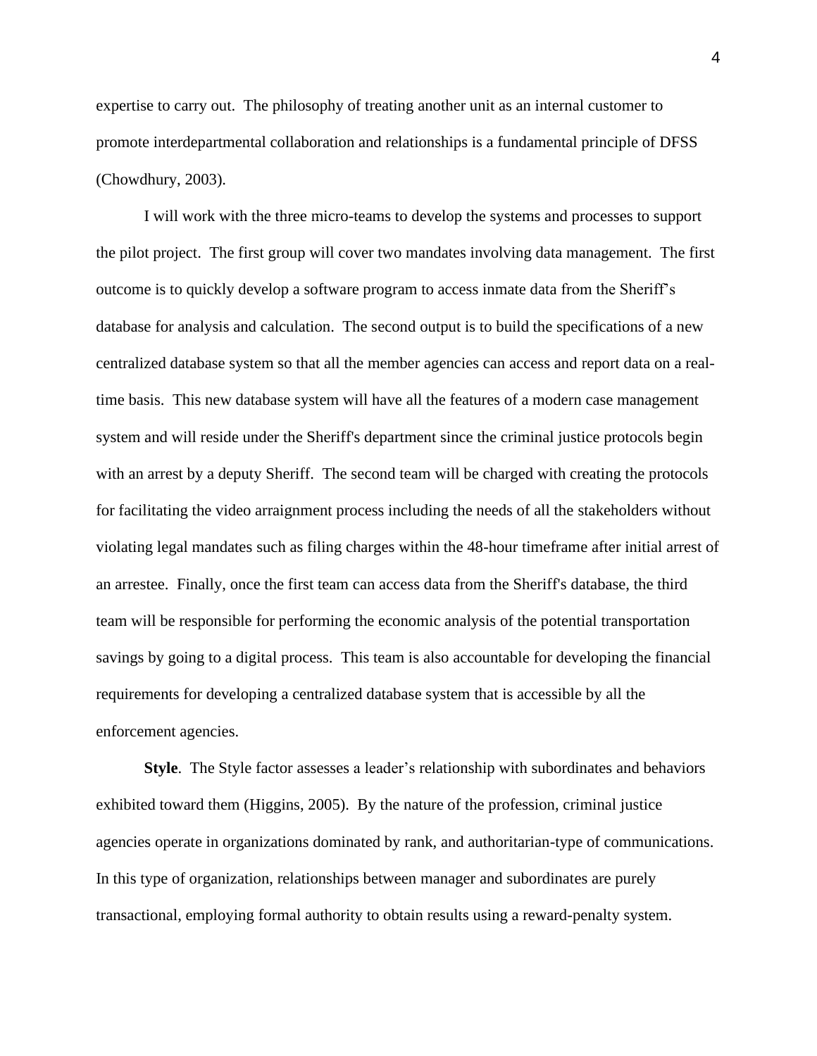expertise to carry out. The philosophy of treating another unit as an internal customer to promote interdepartmental collaboration and relationships is a fundamental principle of DFSS (Chowdhury, 2003).

I will work with the three micro-teams to develop the systems and processes to support the pilot project. The first group will cover two mandates involving data management. The first outcome is to quickly develop a software program to access inmate data from the Sheriff's database for analysis and calculation. The second output is to build the specifications of a new centralized database system so that all the member agencies can access and report data on a real-time basis. This new database system will have all the features of a modern case management system and will reside under the Sheriff's department since the criminal justice protocols begin with an arrest by a deputy Sheriff. The second team will be charged with creating the protocols for facilitating the video arraignment process including the needs of all the stakeholders without violating legal mandates such as filing charges within the 48-hour timeframe after initial arrest of an arrestee. Finally, once the first team can access data from the Sheriff's database, the third team will be responsible for performing the economic analysis of the potential transportation savings by going to a digital process. This team is also accountable for developing the financial requirements for developing a centralized database system that is accessible by all the enforcement agencies.

**Style**. The Style factor assesses a leader's relationship with subordinates and behaviors exhibited toward them (Higgins, 2005). By the nature of the profession, criminal justice agencies operate in organizations dominated by rank, and authoritarian-type of communications. In this type of organization, relationships between manager and subordinates are purely transactional, employing formal authority to obtain results using a reward-penalty system.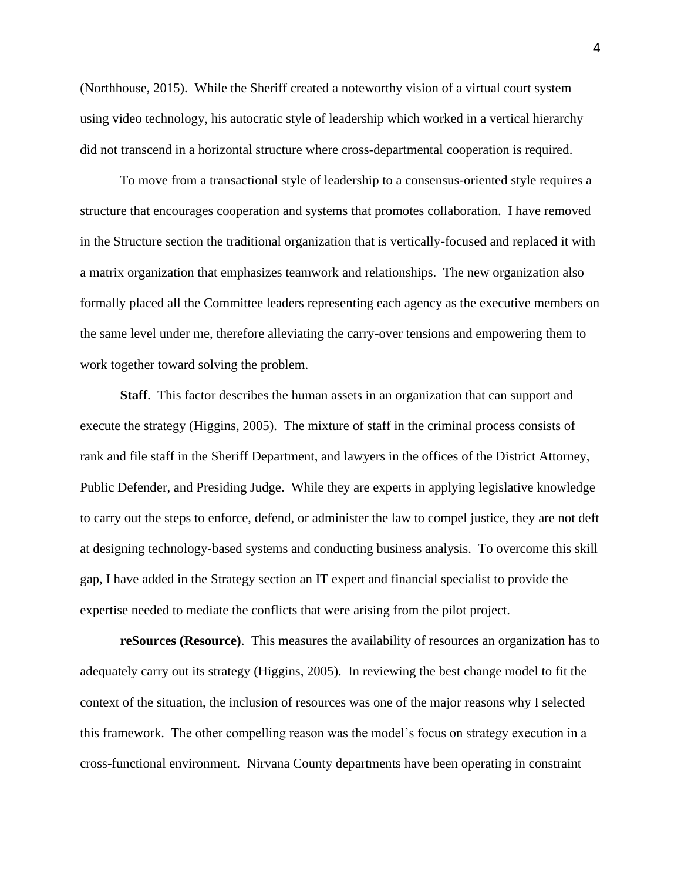(Northhouse, 2015). While the Sheriff created a noteworthy vision of a virtual court system using video technology, his autocratic style of leadership which worked in a vertical hierarchy did not transcend in a horizontal structure where cross-departmental cooperation is required.

To move from a transactional style of leadership to a consensus-oriented style requires a structure that encourages cooperation and systems that promotes collaboration. I have removed in the Structure section the traditional organization that is vertically-focused and replaced it with a matrix organization that emphasizes teamwork and relationships. The new organization also formally placed all the Committee leaders representing each agency as the executive members on the same level under me, therefore alleviating the carry-over tensions and empowering them to work together toward solving the problem.

**Staff**. This factor describes the human assets in an organization that can support and execute the strategy (Higgins, 2005). The mixture of staff in the criminal process consists of rank and file staff in the Sheriff Department, and lawyers in the offices of the District Attorney, Public Defender, and Presiding Judge. While they are experts in applying legislative knowledge to carry out the steps to enforce, defend, or administer the law to compel justice, they are not deft at designing technology-based systems and conducting business analysis. To overcome this skill gap, I have added in the Strategy section an IT expert and financial specialist to provide the expertise needed to mediate the conflicts that were arising from the pilot project.

**reSources (Resource)**. This measures the availability of resources an organization has to adequately carry out its strategy (Higgins, 2005). In reviewing the best change model to fit the context of the situation, the inclusion of resources was one of the major reasons why I selected this framework. The other compelling reason was the model's focus on strategy execution in a cross-functional environment. Nirvana County departments have been operating in constraint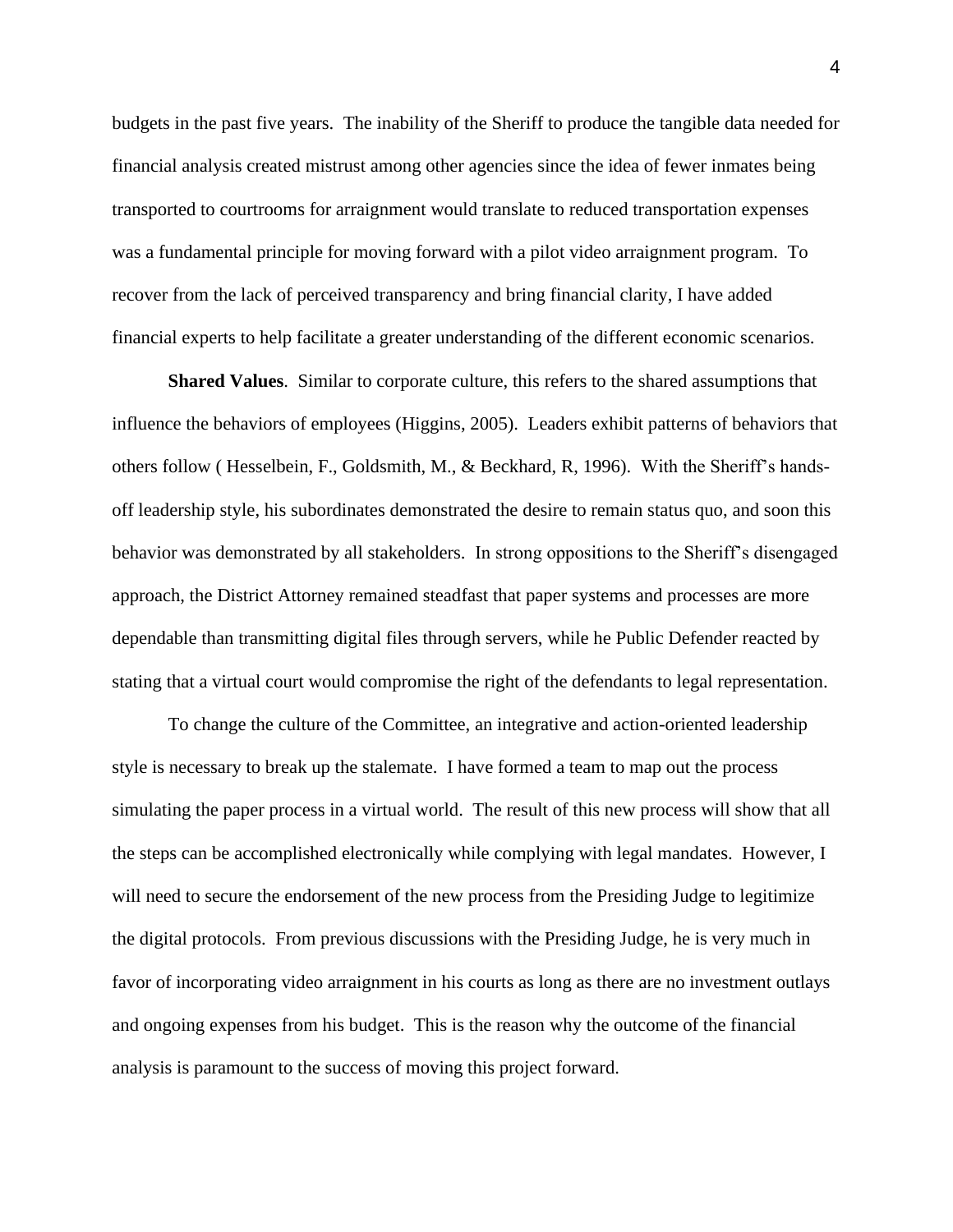budgets in the past five years. The inability of the Sheriff to produce the tangible data needed for financial analysis created mistrust among other agencies since the idea of fewer inmates being transported to courtrooms for arraignment would translate to reduced transportation expenses was a fundamental principle for moving forward with a pilot video arraignment program. To recover from the lack of perceived transparency and bring financial clarity, I have added financial experts to help facilitate a greater understanding of the different economic scenarios.

**Shared Values**. Similar to corporate culture, this refers to the shared assumptions that influence the behaviors of employees (Higgins, 2005). Leaders exhibit patterns of behaviors that others follow ( Hesselbein, F., Goldsmith, M., & Beckhard, R, 1996). With the Sheriff's hands-off leadership style, his subordinates demonstrated the desire to remain status quo, and soon this behavior was demonstrated by all stakeholders. In strong oppositions to the Sheriff's disengaged approach, the District Attorney remained steadfast that paper systems and processes are more dependable than transmitting digital files through servers, while he Public Defender reacted by stating that a virtual court would compromise the right of the defendants to legal representation.

To change the culture of the Committee, an integrative and action-oriented leadership style is necessary to break up the stalemate. I have formed a team to map out the process simulating the paper process in a virtual world. The result of this new process will show that all the steps can be accomplished electronically while complying with legal mandates. However, I will need to secure the endorsement of the new process from the Presiding Judge to legitimize the digital protocols. From previous discussions with the Presiding Judge, he is very much in favor of incorporating video arraignment in his courts as long as there are no investment outlays and ongoing expenses from his budget. This is the reason why the outcome of the financial analysis is paramount to the success of moving this project forward.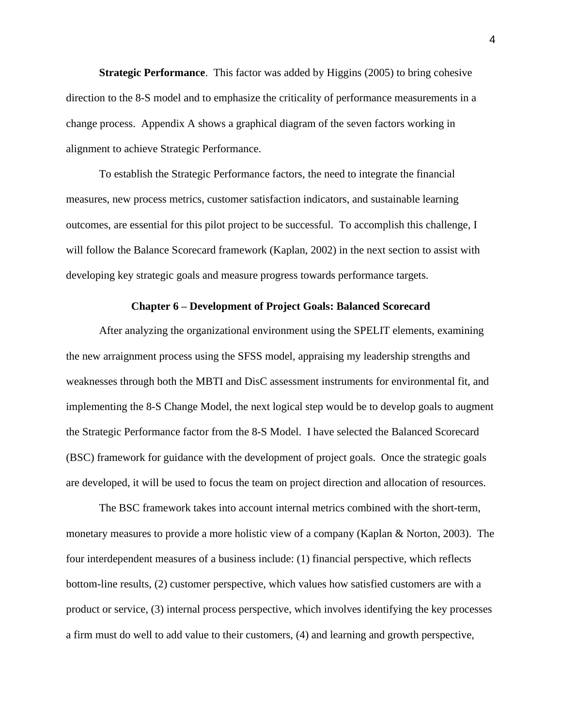**Strategic Performance**. This factor was added by Higgins (2005) to bring cohesive direction to the 8-S model and to emphasize the criticality of performance measurements in a change process. Appendix A shows a graphical diagram of the seven factors working in alignment to achieve Strategic Performance.

To establish the Strategic Performance factors, the need to integrate the financial measures, new process metrics, customer satisfaction indicators, and sustainable learning outcomes, are essential for this pilot project to be successful. To accomplish this challenge, I will follow the Balance Scorecard framework (Kaplan, 2002) in the next section to assist with developing key strategic goals and measure progress towards performance targets.

## Chapter 6 – Development of Project Goals: Balanced Scorecard

After analyzing the organizational environment using the SPELIT elements, examining the new arraignment process using the SFSS model, appraising my leadership strengths and weaknesses through both the MBTI and DisC assessment instruments for environmental fit, and implementing the 8-S Change Model, the next logical step would be to develop goals to augment the Strategic Performance factor from the 8-S Model. I have selected the Balanced Scorecard (BSC) framework for guidance with the development of project goals. Once the strategic goals are developed, it will be used to focus the team on project direction and allocation of resources.

The BSC framework takes into account internal metrics combined with the short-term, monetary measures to provide a more holistic view of a company (Kaplan & Norton, 2003). The four interdependent measures of a business include: (1) financial perspective, which reflects bottom-line results, (2) customer perspective, which values how satisfied customers are with a product or service, (3) internal process perspective, which involves identifying the key processes a firm must do well to add value to their customers, (4) and learning and growth perspective,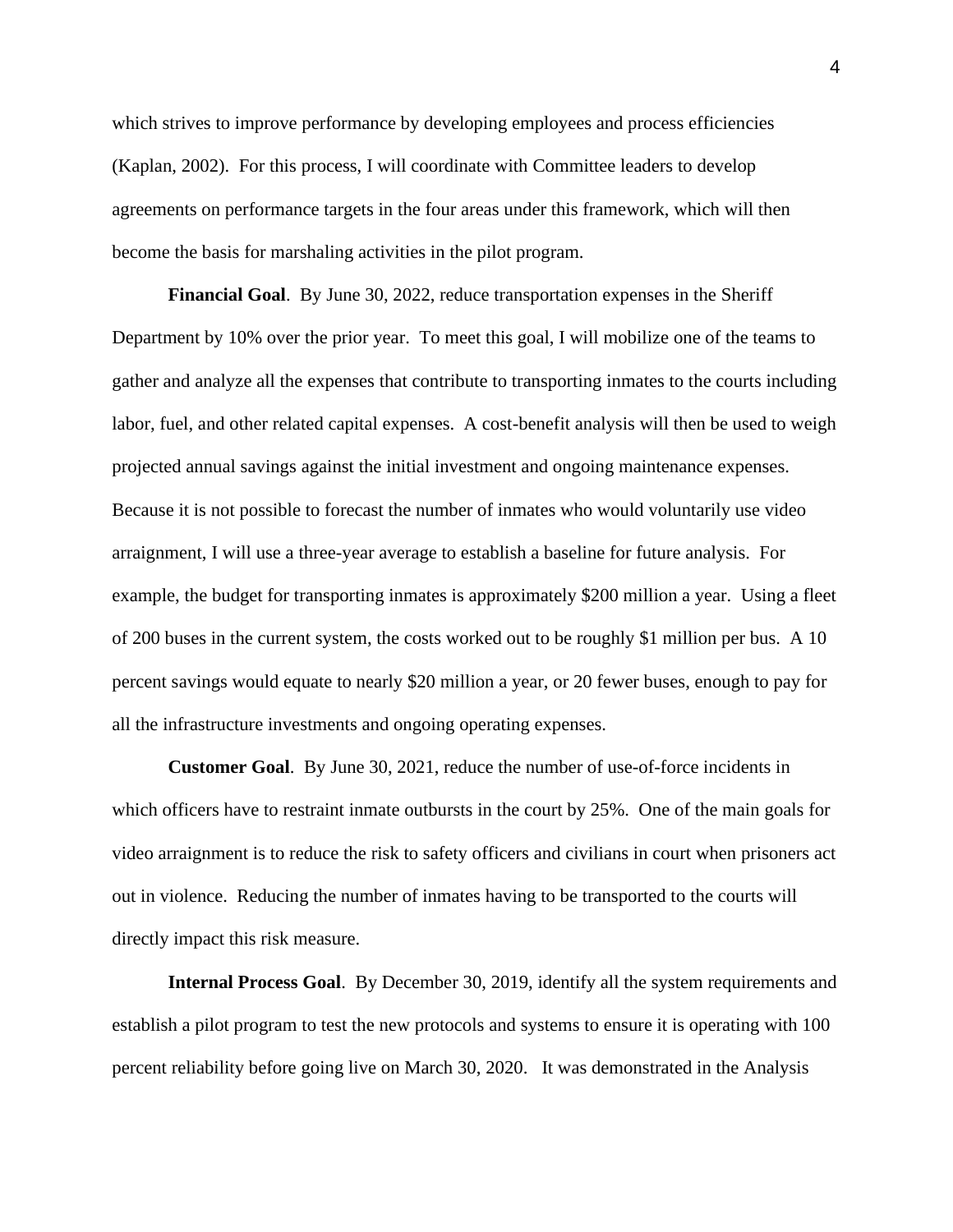which strives to improve performance by developing employees and process efficiencies (Kaplan, 2002). For this process, I will coordinate with Committee leaders to develop agreements on performance targets in the four areas under this framework, which will then become the basis for marshaling activities in the pilot program.

**Financial Goal**. By June 30, 2022, reduce transportation expenses in the Sheriff Department by 10% over the prior year. To meet this goal, I will mobilize one of the teams to gather and analyze all the expenses that contribute to transporting inmates to the courts including labor, fuel, and other related capital expenses. A cost-benefit analysis will then be used to weigh projected annual savings against the initial investment and ongoing maintenance expenses. Because it is not possible to forecast the number of inmates who would voluntarily use video arraignment, I will use a three-year average to establish a baseline for future analysis. For example, the budget for transporting inmates is approximately $200 million a year. Using a fleet of 200 buses in the current system, the costs worked out to be roughly $1 million per bus. A 10 percent savings would equate to nearly $20 million a year, or 20 fewer buses, enough to pay for all the infrastructure investments and ongoing operating expenses.

**Customer Goal**. By June 30, 2021, reduce the number of use-of-force incidents in which officers have to restraint inmate outbursts in the court by 25%. One of the main goals for video arraignment is to reduce the risk to safety officers and civilians in court when prisoners act out in violence. Reducing the number of inmates having to be transported to the courts will directly impact this risk measure.

**Internal Process Goal**. By December 30, 2019, identify all the system requirements and establish a pilot program to test the new protocols and systems to ensure it is operating with 100 percent reliability before going live on March 30, 2020. It was demonstrated in the Analysis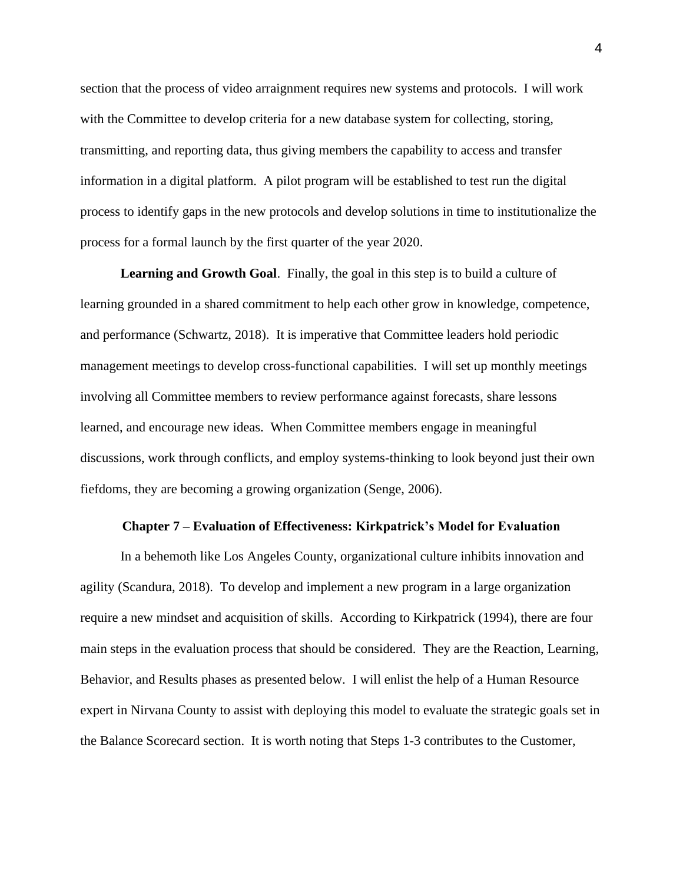section that the process of video arraignment requires new systems and protocols. I will work with the Committee to develop criteria for a new database system for collecting, storing, transmitting, and reporting data, thus giving members the capability to access and transfer information in a digital platform. A pilot program will be established to test run the digital process to identify gaps in the new protocols and develop solutions in time to institutionalize the process for a formal launch by the first quarter of the year 2020.

**Learning and Growth Goal**. Finally, the goal in this step is to build a culture of learning grounded in a shared commitment to help each other grow in knowledge, competence, and performance (Schwartz, 2018). It is imperative that Committee leaders hold periodic management meetings to develop cross-functional capabilities. I will set up monthly meetings involving all Committee members to review performance against forecasts, share lessons learned, and encourage new ideas. When Committee members engage in meaningful discussions, work through conflicts, and employ systems-thinking to look beyond just their own fiefdoms, they are becoming a growing organization (Senge, 2006).

## Chapter 7 – Evaluation of Effectiveness: Kirkpatrick's Model for Evaluation

In a behemoth like Los Angeles County, organizational culture inhibits innovation and agility (Scandura, 2018). To develop and implement a new program in a large organization require a new mindset and acquisition of skills. According to Kirkpatrick (1994), there are four main steps in the evaluation process that should be considered. They are the Reaction, Learning, Behavior, and Results phases as presented below. I will enlist the help of a Human Resource expert in Nirvana County to assist with deploying this model to evaluate the strategic goals set in the Balance Scorecard section. It is worth noting that Steps 1-3 contributes to the Customer,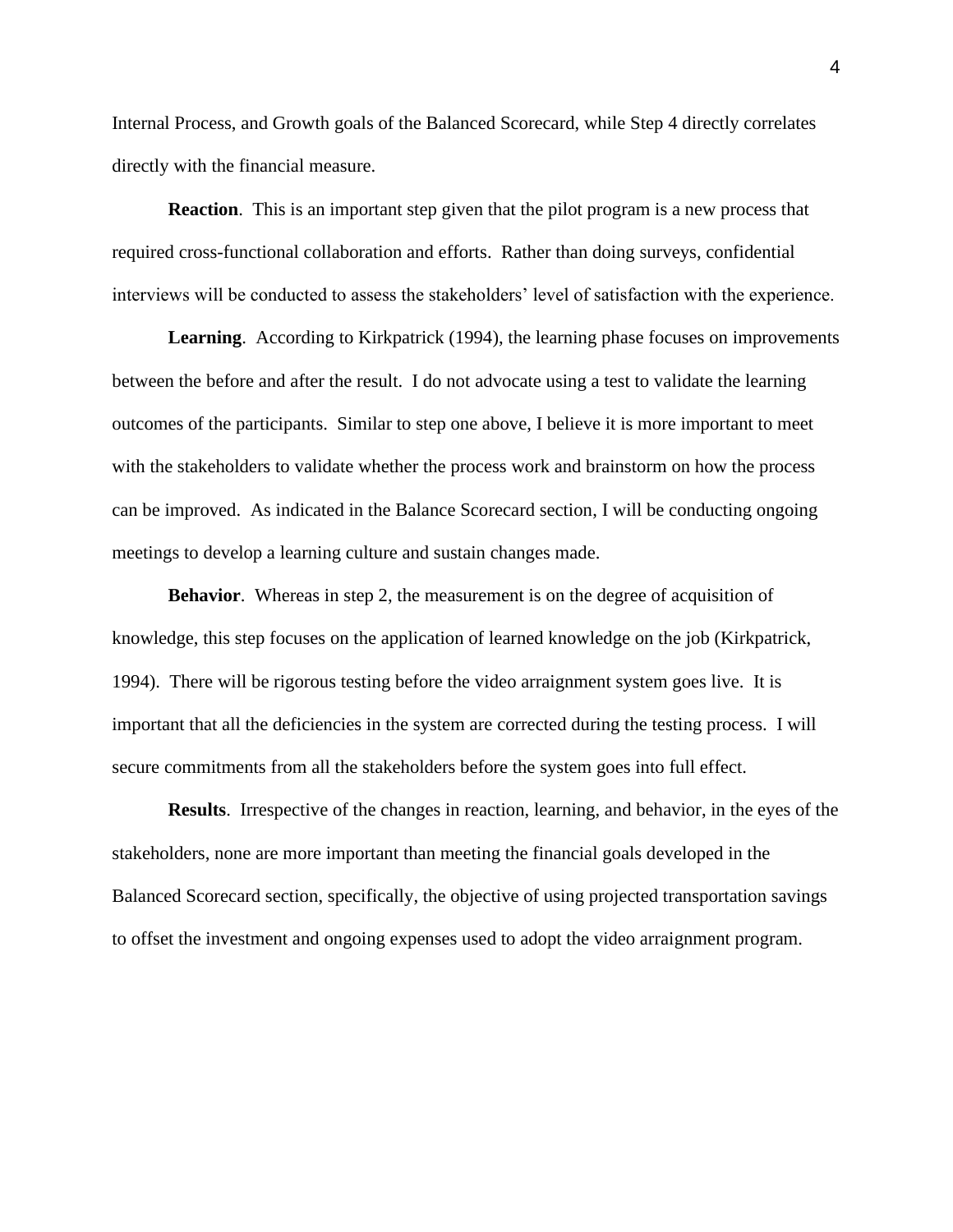Internal Process, and Growth goals of the Balanced Scorecard, while Step 4 directly correlates directly with the financial measure.

**Reaction**. This is an important step given that the pilot program is a new process that required cross-functional collaboration and efforts. Rather than doing surveys, confidential interviews will be conducted to assess the stakeholders' level of satisfaction with the experience.

**Learning**. According to Kirkpatrick (1994), the learning phase focuses on improvements between the before and after the result. I do not advocate using a test to validate the learning outcomes of the participants. Similar to step one above, I believe it is more important to meet with the stakeholders to validate whether the process work and brainstorm on how the process can be improved. As indicated in the Balance Scorecard section, I will be conducting ongoing meetings to develop a learning culture and sustain changes made.

**Behavior**. Whereas in step 2, the measurement is on the degree of acquisition of knowledge, this step focuses on the application of learned knowledge on the job (Kirkpatrick, 1994). There will be rigorous testing before the video arraignment system goes live. It is important that all the deficiencies in the system are corrected during the testing process. I will secure commitments from all the stakeholders before the system goes into full effect.

**Results**. Irrespective of the changes in reaction, learning, and behavior, in the eyes of the stakeholders, none are more important than meeting the financial goals developed in the Balanced Scorecard section, specifically, the objective of using projected transportation savings to offset the investment and ongoing expenses used to adopt the video arraignment program.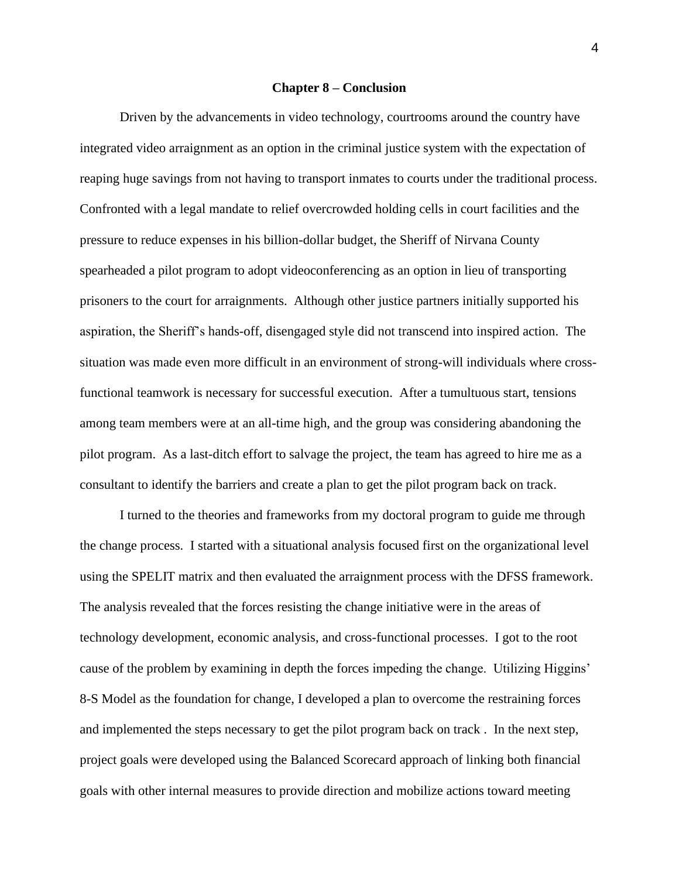## Chapter 8 – Conclusion

Driven by the advancements in video technology, courtrooms around the country have integrated video arraignment as an option in the criminal justice system with the expectation of reaping huge savings from not having to transport inmates to courts under the traditional process. Confronted with a legal mandate to relief overcrowded holding cells in court facilities and the pressure to reduce expenses in his billion-dollar budget, the Sheriff of Nirvana County spearheaded a pilot program to adopt videoconferencing as an option in lieu of transporting prisoners to the court for arraignments. Although other justice partners initially supported his aspiration, the Sheriff's hands-off, disengaged style did not transcend into inspired action. The situation was made even more difficult in an environment of strong-will individuals where cross-functional teamwork is necessary for successful execution. After a tumultuous start, tensions among team members were at an all-time high, and the group was considering abandoning the pilot program. As a last-ditch effort to salvage the project, the team has agreed to hire me as a consultant to identify the barriers and create a plan to get the pilot program back on track.

I turned to the theories and frameworks from my doctoral program to guide me through the change process. I started with a situational analysis focused first on the organizational level using the SPELIT matrix and then evaluated the arraignment process with the DFSS framework. The analysis revealed that the forces resisting the change initiative were in the areas of technology development, economic analysis, and cross-functional processes. I got to the root cause of the problem by examining in depth the forces impeding the change. Utilizing Higgins' 8-S Model as the foundation for change, I developed a plan to overcome the restraining forces and implemented the steps necessary to get the pilot program back on track . In the next step, project goals were developed using the Balanced Scorecard approach of linking both financial goals with other internal measures to provide direction and mobilize actions toward meeting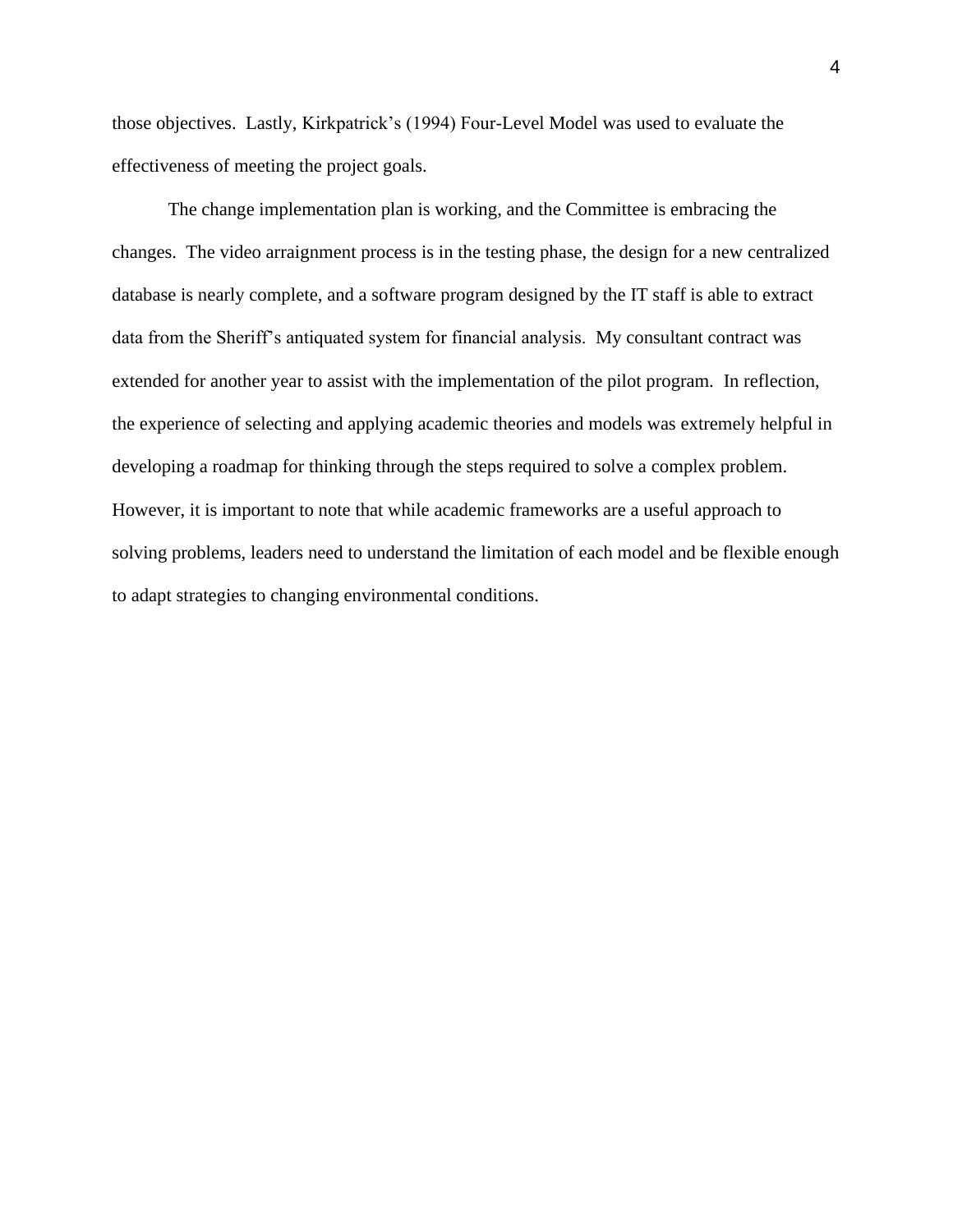those objectives. Lastly, Kirkpatrick's (1994) Four-Level Model was used to evaluate the effectiveness of meeting the project goals.

The change implementation plan is working, and the Committee is embracing the changes. The video arraignment process is in the testing phase, the design for a new centralized database is nearly complete, and a software program designed by the IT staff is able to extract data from the Sheriff's antiquated system for financial analysis. My consultant contract was extended for another year to assist with the implementation of the pilot program. In reflection, the experience of selecting and applying academic theories and models was extremely helpful in developing a roadmap for thinking through the steps required to solve a complex problem. However, it is important to note that while academic frameworks are a useful approach to solving problems, leaders need to understand the limitation of each model and be flexible enough to adapt strategies to changing environmental conditions.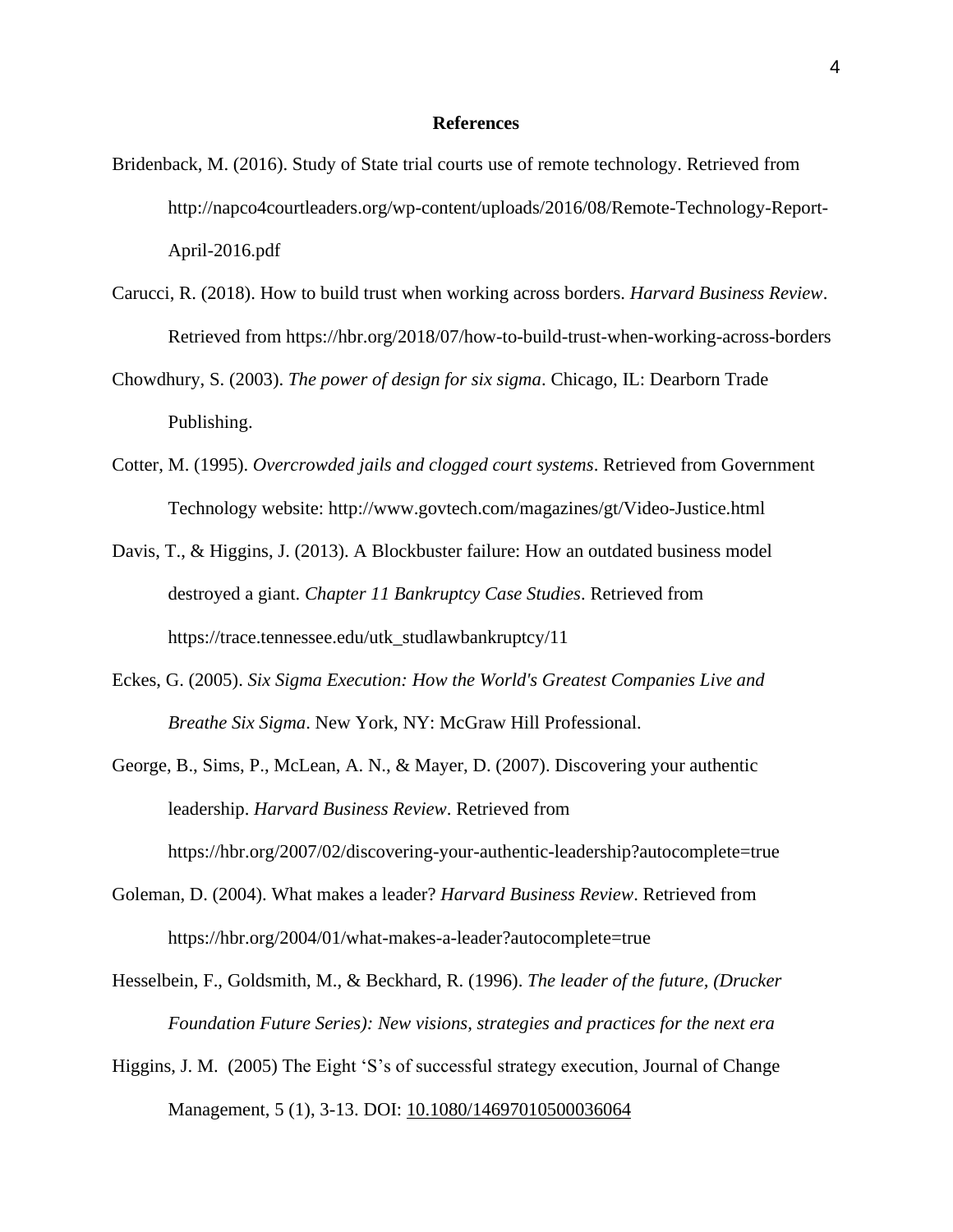**References**

Bridenback, M. (2016). Study of State trial courts use of remote technology. Retrieved from http://napco4courtleaders.org/wp-content/uploads/2016/08/Remote-Technology-Report-April-2016.pdf

Carucci, R. (2018). How to build trust when working across borders. *Harvard Business Review*. Retrieved from https://hbr.org/2018/07/how-to-build-trust-when-working-across-borders

Chowdhury, S. (2003). *The power of design for six sigma*. Chicago, IL: Dearborn Trade Publishing.

Cotter, M. (1995). *Overcrowded jails and clogged court systems*. Retrieved from Government Technology website: http://www.govtech.com/magazines/gt/Video-Justice.html

Davis, T., & Higgins, J. (2013). A Blockbuster failure: How an outdated business model destroyed a giant. *Chapter 11 Bankruptcy Case Studies*. Retrieved from https://trace.tennessee.edu/utk_studlawbankruptcy/11

Eckes, G. (2005). *Six Sigma Execution: How the World's Greatest Companies Live and Breathe Six Sigma*. New York, NY: McGraw Hill Professional.

George, B., Sims, P., McLean, A. N., & Mayer, D. (2007). Discovering your authentic leadership. *Harvard Business Review*. Retrieved from https://hbr.org/2007/02/discovering-your-authentic-leadership?autocomplete=true

Goleman, D. (2004). What makes a leader? *Harvard Business Review*. Retrieved from https://hbr.org/2004/01/what-makes-a-leader?autocomplete=true

Hesselbein, F., Goldsmith, M., & Beckhard, R. (1996). *The leader of the future, (Drucker Foundation Future Series): New visions, strategies and practices for the next era*

Higgins, J. M. (2005) The Eight 'S's of successful strategy execution, Journal of Change Management, 5 (1), 3-13. DOI: 10.1080/14697010500036064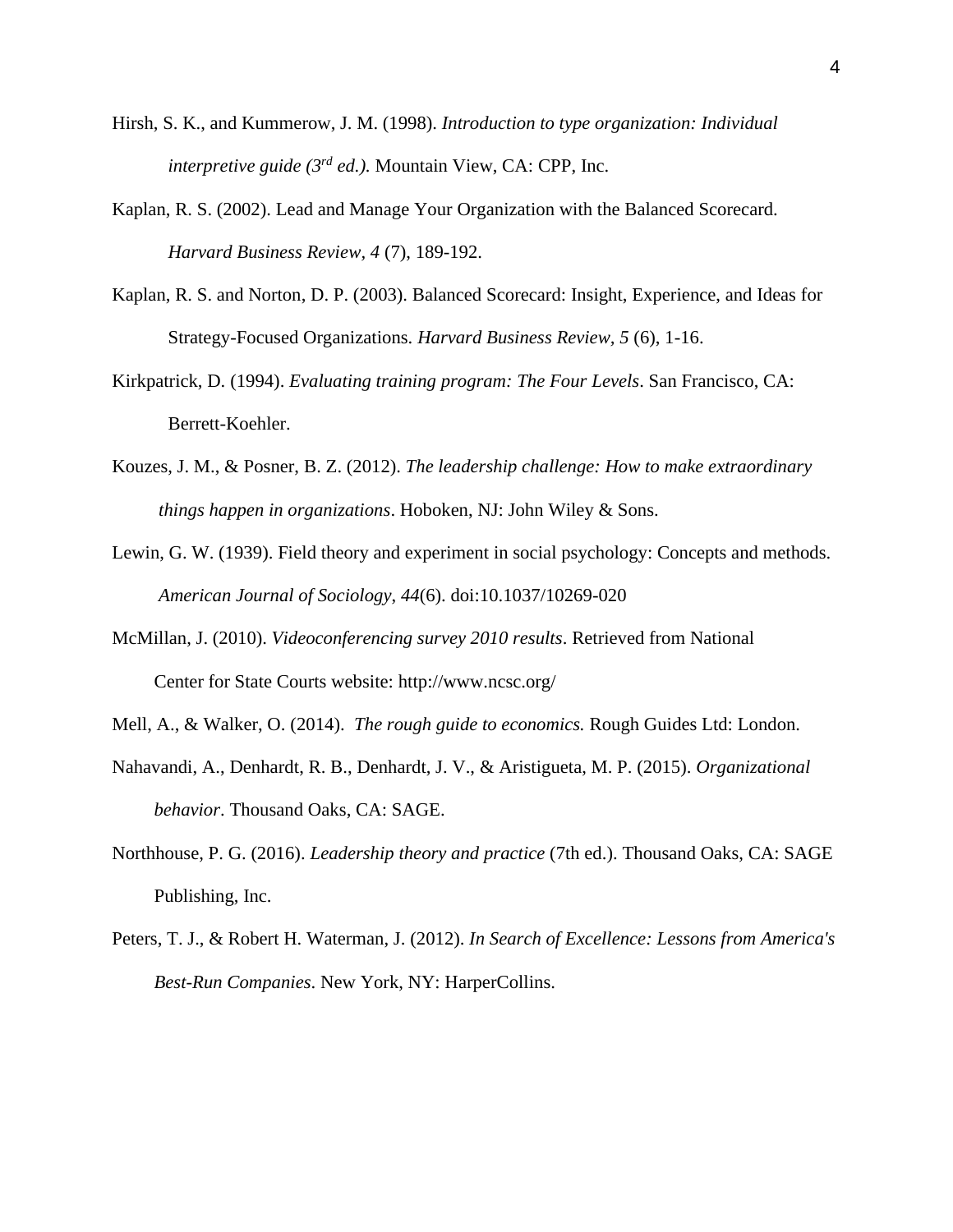Hirsh, S. K., and Kummerow, J. M. (1998). *Introduction to type organization: Individual interpretive guide (3rd ed.).* Mountain View, CA: CPP, Inc.

Kaplan, R. S. (2002). Lead and Manage Your Organization with the Balanced Scorecard. *Harvard Business Review*, *4* (7), 189-192.

Kaplan, R. S. and Norton, D. P. (2003). Balanced Scorecard: Insight, Experience, and Ideas for Strategy-Focused Organizations. *Harvard Business Review, 5* (6), 1-16.

Kirkpatrick, D. (1994). *Evaluating training program: The Four Levels*. San Francisco, CA: Berrett-Koehler.

Kouzes, J. M., & Posner, B. Z. (2012). *The leadership challenge: How to make extraordinary things happen in organizations*. Hoboken, NJ: John Wiley & Sons.

Lewin, G. W. (1939). Field theory and experiment in social psychology: Concepts and methods. *American Journal of Sociology*, *44*(6). doi:10.1037/10269-020

McMillan, J. (2010). *Videoconferencing survey 2010 results*. Retrieved from National Center for State Courts website: http://www.ncsc.org/

Mell, A., & Walker, O. (2014). *The rough guide to economics.* Rough Guides Ltd: London.

Nahavandi, A., Denhardt, R. B., Denhardt, J. V., & Aristigueta, M. P. (2015). *Organizational behavior*. Thousand Oaks, CA: SAGE.

Northhouse, P. G. (2016). *Leadership theory and practice* (7th ed.). Thousand Oaks, CA: SAGE Publishing, Inc.

Peters, T. J., & Robert H. Waterman, J. (2012). *In Search of Excellence: Lessons from America's Best-Run Companies*. New York, NY: HarperCollins.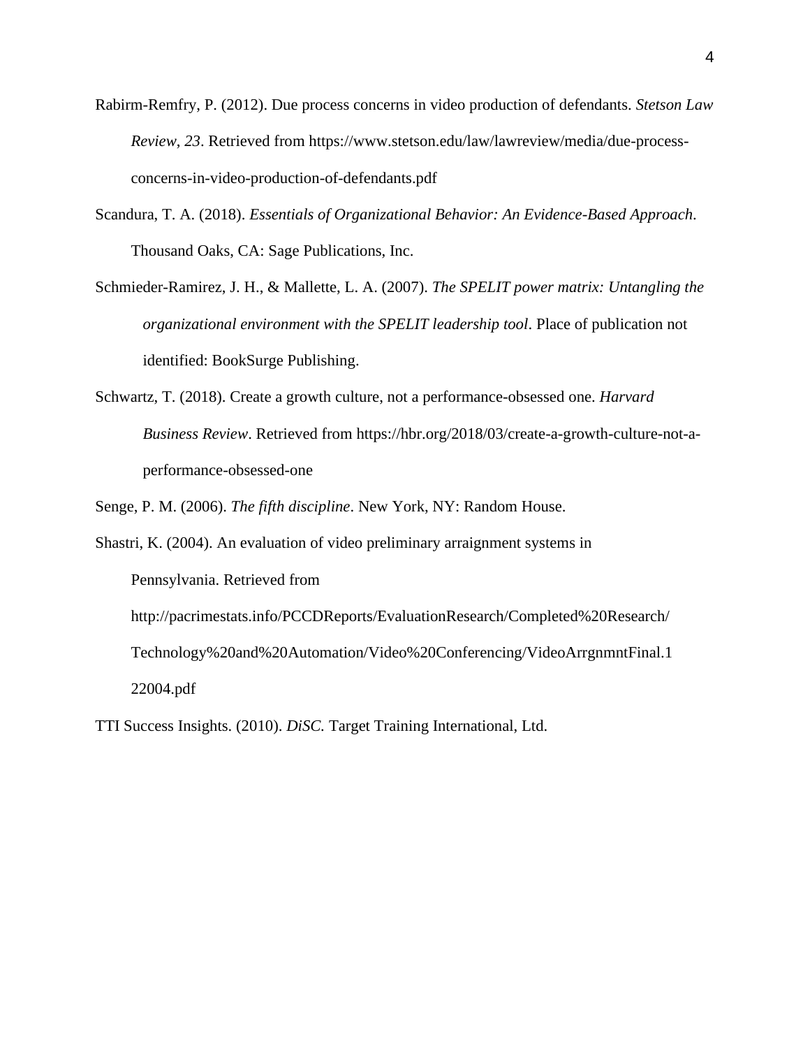Rabirm-Remfry, P. (2012). Due process concerns in video production of defendants. *Stetson Law Review, 23*. Retrieved from https://www.stetson.edu/law/lawreview/media/due-process-concerns-in-video-production-of-defendants.pdf

Scandura, T. A. (2018). *Essentials of Organizational Behavior: An Evidence-Based Approach*. Thousand Oaks, CA: Sage Publications, Inc.

Schmieder-Ramirez, J. H., & Mallette, L. A. (2007). *The SPELIT power matrix: Untangling the organizational environment with the SPELIT leadership tool*. Place of publication not identified: BookSurge Publishing.

Schwartz, T. (2018). Create a growth culture, not a performance-obsessed one. *Harvard Business Review*. Retrieved from https://hbr.org/2018/03/create-a-growth-culture-not-a-performance-obsessed-one

Senge, P. M. (2006). *The fifth discipline*. New York, NY: Random House.

Shastri, K. (2004). An evaluation of video preliminary arraignment systems in Pennsylvania. Retrieved from http://pacrimestats.info/PCCDReports/EvaluationResearch/Completed%20Research/Technology%20and%20Automation/Video%20Conferencing/VideoArrgnmntFinal.122004.pdf

TTI Success Insights. (2010). *DiSC.* Target Training International, Ltd.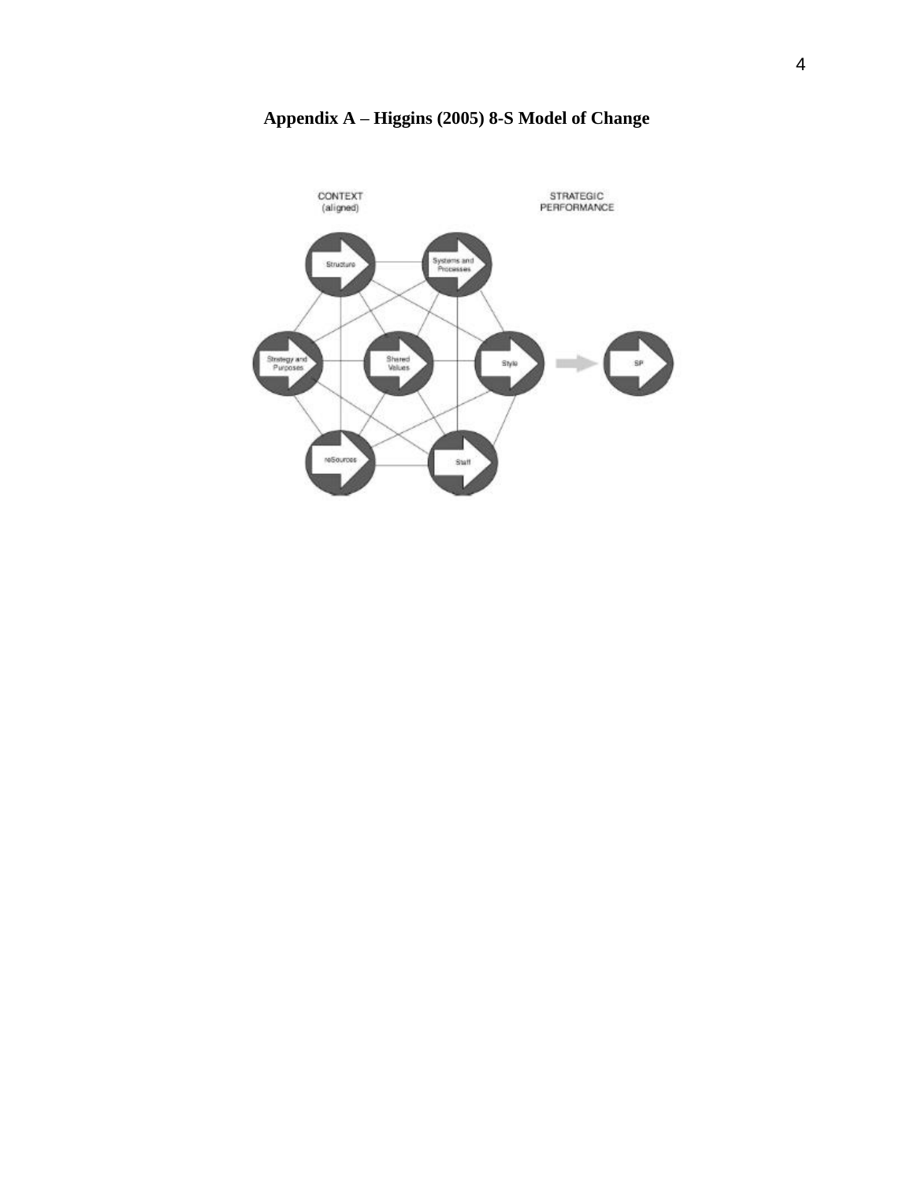**Appendix A – Higgins (2005) 8-S Model of Change**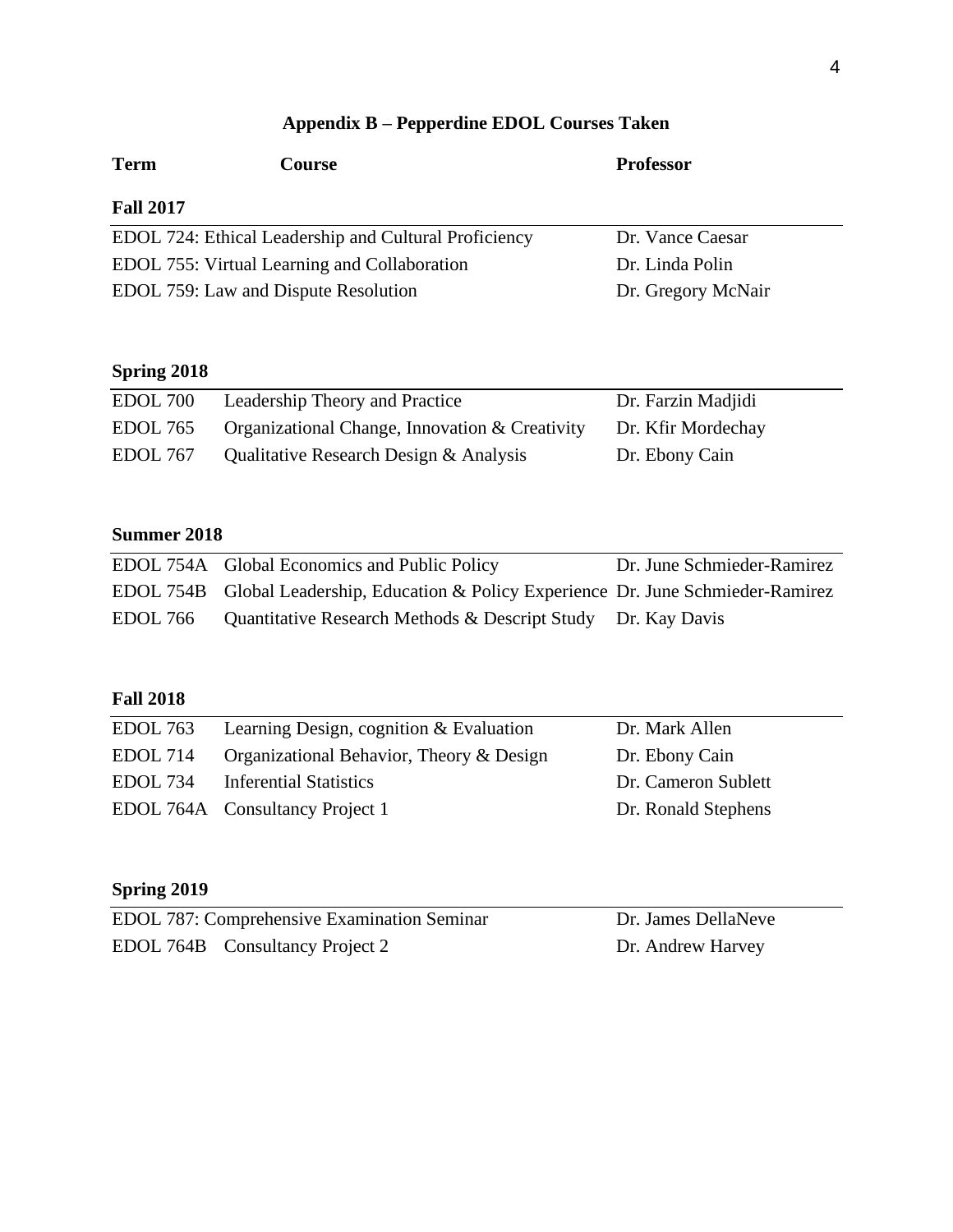## Appendix B – Pepperdine EDOL Courses Taken

| Term | Course | Professor |
|---|---|---|
| **Fall 2017** | | |
| EDOL 724: Ethical Leadership and Cultural Proficiency | | Dr. Vance Caesar |
| EDOL 755: Virtual Learning and Collaboration | | Dr. Linda Polin |
| EDOL 759: Law and Dispute Resolution | | Dr. Gregory McNair |
| **Spring 2018** | | |
| EDOL 700 | Leadership Theory and Practice | Dr. Farzin Madjidi |
| EDOL 765 | Organizational Change, Innovation & Creativity | Dr. Kfir Mordechay |
| EDOL 767 | Qualitative Research Design & Analysis | Dr. Ebony Cain |
| **Summer 2018** | | |
| EDOL 754A | Global Economics and Public Policy | Dr. June Schmieder-Ramirez |
| EDOL 754B | Global Leadership, Education & Policy Experience | Dr. June Schmieder-Ramirez |
| EDOL 766 | Quantitative Research Methods & Descript Study | Dr. Kay Davis |
| **Fall 2018** | | |
| EDOL 763 | Learning Design, cognition & Evaluation | Dr. Mark Allen |
| EDOL 714 | Organizational Behavior, Theory & Design | Dr. Ebony Cain |
| EDOL 734 | Inferential Statistics | Dr. Cameron Sublett |
| EDOL 764A | Consultancy Project 1 | Dr. Ronald Stephens |
| **Spring 2019** | | |
| EDOL 787: Comprehensive Examination Seminar | | Dr. James DellaNeve |
| EDOL 764B | Consultancy Project 2 | Dr. Andrew Harvey |